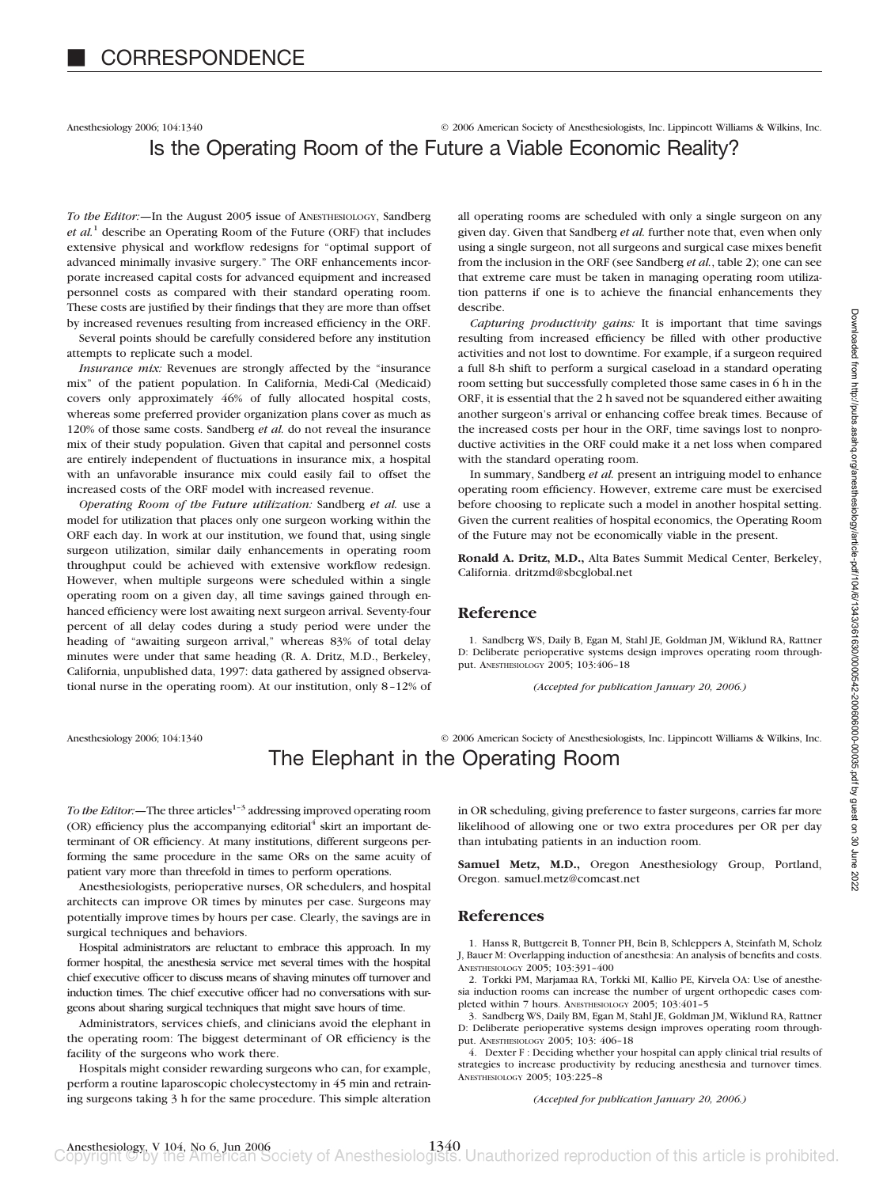# CORRESPONDENCE

Anesthesiology 2006; 104:1340 © 2006 American Society of Anesthesiologists, Inc. Lippincott Williams & Wilkins, Inc.

## Is the Operating Room of the Future a Viable Economic Reality?

*To the Editor:*—In the August 2005 issue of ANESTHESIOLOGY, Sandberg *et al.*[1] describe an Operating Room of the Future (ORF) that includes extensive physical and workflow redesigns for "optimal support of advanced minimally invasive surgery." The ORF enhancements incorporate increased capital costs for advanced equipment and increased personnel costs as compared with their standard operating room. These costs are justified by their findings that they are more than offset by increased revenues resulting from increased efficiency in the ORF.

Several points should be carefully considered before any institution attempts to replicate such a model.

*Insurance mix:* Revenues are strongly affected by the "insurance mix" of the patient population. In California, Medi-Cal (Medicaid) covers only approximately 46% of fully allocated hospital costs, whereas some preferred provider organization plans cover as much as 120% of those same costs. Sandberg *et al.* do not reveal the insurance mix of their study population. Given that capital and personnel costs are entirely independent of fluctuations in insurance mix, a hospital with an unfavorable insurance mix could easily fail to offset the increased costs of the ORF model with increased revenue.

*Operating Room of the Future utilization:* Sandberg *et al.* use a model for utilization that places only one surgeon working within the ORF each day. In work at our institution, we found that, using single surgeon utilization, similar daily enhancements in operating room throughput could be achieved with extensive workflow redesign. However, when multiple surgeons were scheduled within a single operating room on a given day, all time savings gained through enhanced efficiency were lost awaiting next surgeon arrival. Seventy-four percent of all delay codes during a study period were under the heading of "awaiting surgeon arrival," whereas 83% of total delay minutes were under that same heading (R. A. Dritz, M.D., Berkeley, California, unpublished data, 1997: data gathered by assigned observational nurse in the operating room). At our institution, only 8–12% of all operating rooms are scheduled with only a single surgeon on any given day. Given that Sandberg *et al.* further note that, even when only using a single surgeon, not all surgeons and surgical case mixes benefit from the inclusion in the ORF (see Sandberg *et al.*, table 2); one can see that extreme care must be taken in managing operating room utilization patterns if one is to achieve the financial enhancements they describe.

*Capturing productivity gains:* It is important that time savings resulting from increased efficiency be filled with other productive activities and not lost to downtime. For example, if a surgeon required a full 8-h shift to perform a surgical caseload in a standard operating room setting but successfully completed those same cases in 6 h in the ORF, it is essential that the 2 h saved not be squandered either awaiting another surgeon's arrival or enhancing coffee break times. Because of the increased costs per hour in the ORF, time savings lost to nonproductive activities in the ORF could make it a net loss when compared with the standard operating room.

In summary, Sandberg *et al.* present an intriguing model to enhance operating room efficiency. However, extreme care must be exercised before choosing to replicate such a model in another hospital setting. Given the current realities of hospital economics, the Operating Room of the Future may not be economically viable in the present.

**Ronald A. Dritz, M.D.,** Alta Bates Summit Medical Center, Berkeley, California. dritzmd@sbcglobal.net

### Reference

1. Sandberg WS, Daily B, Egan M, Stahl JE, Goldman JM, Wiklund RA, Rattner D: Deliberate perioperative systems design improves operating room throughput. ANESTHESIOLOGY 2005; 103:406–18

*(Accepted for publication January 20, 2006.)*

Anesthesiology 2006; 104:1340 © 2006 American Society of Anesthesiologists, Inc. Lippincott Williams & Wilkins, Inc.

## The Elephant in the Operating Room

*To the Editor:*—The three articles[1–3] addressing improved operating room (OR) efficiency plus the accompanying editorial[4] skirt an important determinant of OR efficiency. At many institutions, different surgeons performing the same procedure in the same ORs on the same acuity of patient vary more than threefold in times to perform operations.

Anesthesiologists, perioperative nurses, OR schedulers, and hospital architects can improve OR times by minutes per case. Surgeons may potentially improve times by hours per case. Clearly, the savings are in surgical techniques and behaviors.

Hospital administrators are reluctant to embrace this approach. In my former hospital, the anesthesia service met several times with the hospital chief executive officer to discuss means of shaving minutes off turnover and induction times. The chief executive officer had no conversations with surgeons about sharing surgical techniques that might save hours of time.

Administrators, services chiefs, and clinicians avoid the elephant in the operating room: The biggest determinant of OR efficiency is the facility of the surgeons who work there.

Hospitals might consider rewarding surgeons who can, for example, perform a routine laparoscopic cholecystectomy in 45 min and retraining surgeons taking 3 h for the same procedure. This simple alteration in OR scheduling, giving preference to faster surgeons, carries far more likelihood of allowing one or two extra procedures per OR per day than intubating patients in an induction room.

**Samuel Metz, M.D.,** Oregon Anesthesiology Group, Portland, Oregon. samuel.metz@comcast.net

### References

1. Hanss R, Buttgereit B, Tonner PH, Bein B, Schleppers A, Steinfath M, Scholz J, Bauer M: Overlapping induction of anesthesia: An analysis of benefits and costs. ANESTHESIOLOGY 2005; 103:391–400
2. Torkki PM, Marjamaa RA, Torkki MI, Kallio PE, Kirvela OA: Use of anesthesia induction rooms can increase the number of urgent orthopedic cases completed within 7 hours. ANESTHESIOLOGY 2005; 103:401–5
3. Sandberg WS, Daily BM, Egan M, Stahl JE, Goldman JM, Wiklund RA, Rattner D: Deliberate perioperative systems design improves operating room throughput. ANESTHESIOLOGY 2005; 103: 406–18
4. Dexter F : Deciding whether your hospital can apply clinical trial results of strategies to increase productivity by reducing anesthesia and turnover times. ANESTHESIOLOGY 2005; 103:225–8

*(Accepted for publication January 20, 2006.)*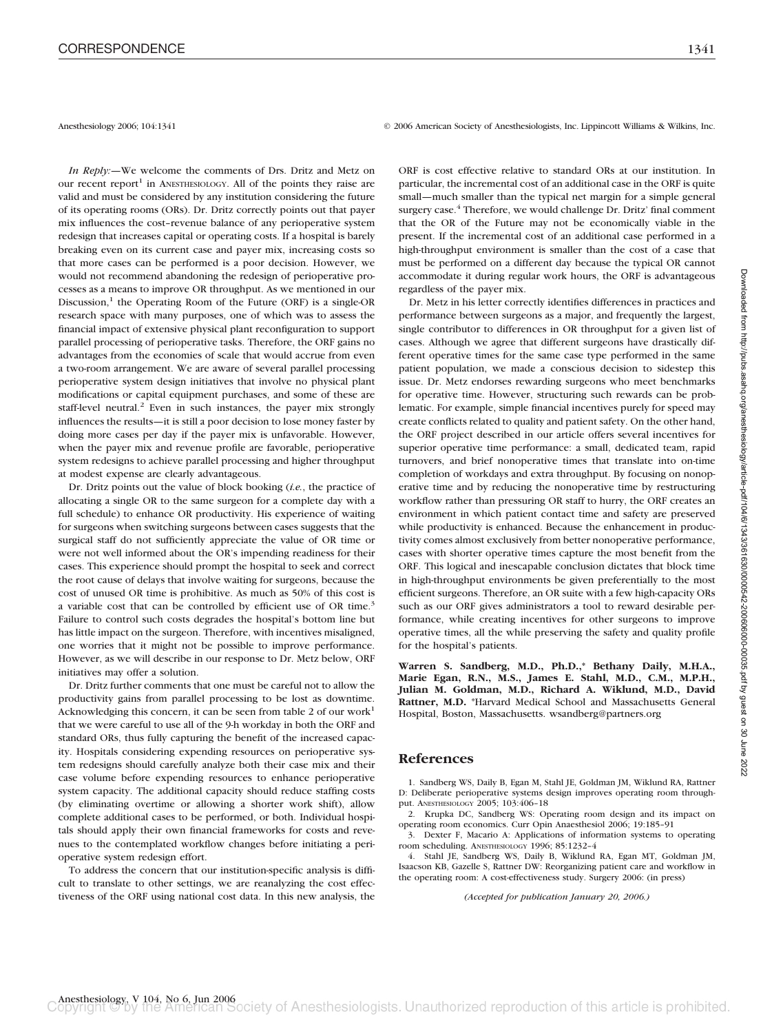*In Reply:*—We welcome the comments of Drs. Dritz and Metz on our recent report[1] in ANESTHESIOLOGY. All of the points they raise are valid and must be considered by any institution considering the future of its operating rooms (ORs). Dr. Dritz correctly points out that payer mix influences the cost–revenue balance of any perioperative system redesign that increases capital or operating costs. If a hospital is barely breaking even on its current case and payer mix, increasing costs so that more cases can be performed is a poor decision. However, we would not recommend abandoning the redesign of perioperative processes as a means to improve OR throughput. As we mentioned in our Discussion,[1] the Operating Room of the Future (ORF) is a single-OR research space with many purposes, one of which was to assess the financial impact of extensive physical plant reconfiguration to support parallel processing of perioperative tasks. Therefore, the ORF gains no advantages from the economies of scale that would accrue from even a two-room arrangement. We are aware of several parallel processing perioperative system design initiatives that involve no physical plant modifications or capital equipment purchases, and some of these are staff-level neutral.[2] Even in such instances, the payer mix strongly influences the results—it is still a poor decision to lose money faster by doing more cases per day if the payer mix is unfavorable. However, when the payer mix and revenue profile are favorable, perioperative system redesigns to achieve parallel processing and higher throughput at modest expense are clearly advantageous.

Dr. Dritz points out the value of block booking (*i.e.*, the practice of allocating a single OR to the same surgeon for a complete day with a full schedule) to enhance OR productivity. His experience of waiting for surgeons when switching surgeons between cases suggests that the surgical staff do not sufficiently appreciate the value of OR time or were not well informed about the OR's impending readiness for their cases. This experience should prompt the hospital to seek and correct the root cause of delays that involve waiting for surgeons, because the cost of unused OR time is prohibitive. As much as 50% of this cost is a variable cost that can be controlled by efficient use of OR time.[3] Failure to control such costs degrades the hospital's bottom line but has little impact on the surgeon. Therefore, with incentives misaligned, one worries that it might not be possible to improve performance. However, as we will describe in our response to Dr. Metz below, ORF initiatives may offer a solution.

Dr. Dritz further comments that one must be careful not to allow the productivity gains from parallel processing to be lost as downtime. Acknowledging this concern, it can be seen from table 2 of our work[1] that we were careful to use all of the 9-h workday in both the ORF and standard ORs, thus fully capturing the benefit of the increased capacity. Hospitals considering expending resources on perioperative system redesigns should carefully analyze both their case mix and their case volume before expending resources to enhance perioperative system capacity. The additional capacity should reduce staffing costs (by eliminating overtime or allowing a shorter work shift), allow complete additional cases to be performed, or both. Individual hospitals should apply their own financial frameworks for costs and revenues to the contemplated workflow changes before initiating a perioperative system redesign effort.

To address the concern that our institution-specific analysis is difficult to translate to other settings, we are reanalyzing the cost effectiveness of the ORF using national cost data. In this new analysis, the ORF is cost effective relative to standard ORs at our institution. In particular, the incremental cost of an additional case in the ORF is quite small—much smaller than the typical net margin for a simple general surgery case.[4] Therefore, we would challenge Dr. Dritz' final comment that the OR of the Future may not be economically viable in the present. If the incremental cost of an additional case performed in a high-throughput environment is smaller than the cost of a case that must be performed on a different day because the typical OR cannot accommodate it during regular work hours, the ORF is advantageous regardless of the payer mix.

Dr. Metz in his letter correctly identifies differences in practices and performance between surgeons as a major, and frequently the largest, single contributor to differences in OR throughput for a given list of cases. Although we agree that different surgeons have drastically different operative times for the same case type performed in the same patient population, we made a conscious decision to sidestep this issue. Dr. Metz endorses rewarding surgeons who meet benchmarks for operative time. However, structuring such rewards can be problematic. For example, simple financial incentives purely for speed may create conflicts related to quality and patient safety. On the other hand, the ORF project described in our article offers several incentives for superior operative time performance: a small, dedicated team, rapid turnovers, and brief nonoperative times that translate into on-time completion of workdays and extra throughput. By focusing on nonoperative time and by reducing the nonoperative time by restructuring workflow rather than pressuring OR staff to hurry, the ORF creates an environment in which patient contact time and safety are preserved while productivity is enhanced. Because the enhancement in productivity comes almost exclusively from better nonoperative performance, cases with shorter operative times capture the most benefit from the ORF. This logical and inescapable conclusion dictates that block time in high-throughput environments be given preferentially to the most efficient surgeons. Therefore, an OR suite with a few high-capacity ORs such as our ORF gives administrators a tool to reward desirable performance, while creating incentives for other surgeons to improve operative times, all the while preserving the safety and quality profile for the hospital's patients.

**Warren S. Sandberg, M.D., Ph.D.,\* Bethany Daily, M.H.A., Marie Egan, R.N., M.S., James E. Stahl, M.D., C.M., M.P.H., Julian M. Goldman, M.D., Richard A. Wiklund, M.D., David Rattner, M.D.** \*Harvard Medical School and Massachusetts General Hospital, Boston, Massachusetts. wsandberg@partners.org

## References

1. Sandberg WS, Daily B, Egan M, Stahl JE, Goldman JM, Wiklund RA, Rattner D: Deliberate perioperative systems design improves operating room throughput. ANESTHESIOLOGY 2005; 103:406–18
2. Krupka DC, Sandberg WS: Operating room design and its impact on operating room economics. Curr Opin Anaesthesiol 2006; 19:185–91
3. Dexter F, Macario A: Applications of information systems to operating room scheduling. ANESTHESIOLOGY 1996; 85:1232–4
4. Stahl JE, Sandberg WS, Daily B, Wiklund RA, Egan MT, Goldman JM, Isaacson KB, Gazelle S, Rattner DW: Reorganizing patient care and workflow in the operating room: A cost-effectiveness study. Surgery 2006: (in press)

*(Accepted for publication January 20, 2006.)*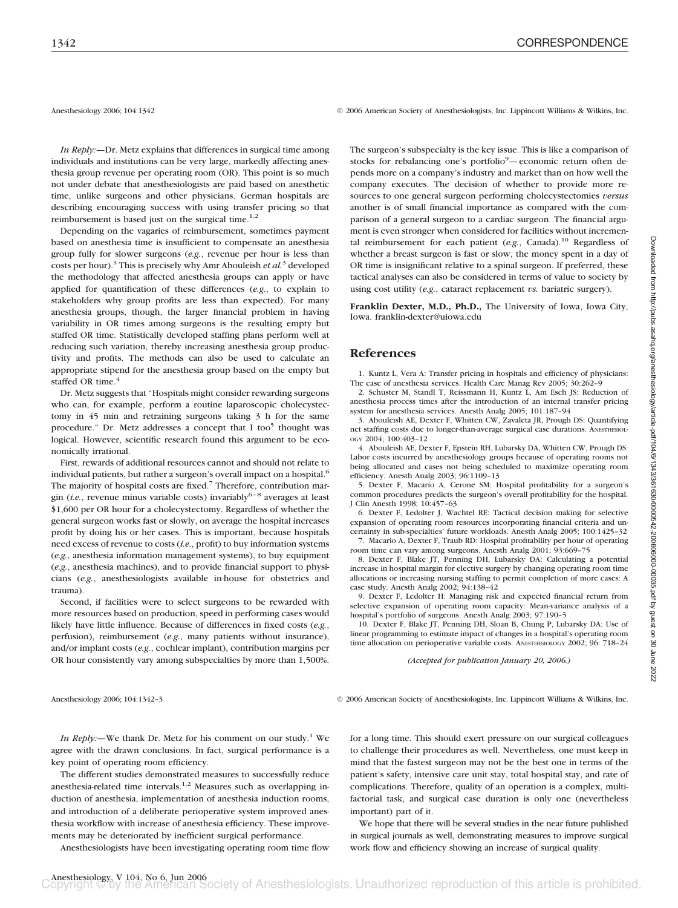Anesthesiology 2006; 104:1342 © 2006 American Society of Anesthesiologists, Inc. Lippincott Williams & Wilkins, Inc.

*In Reply:*—Dr. Metz explains that differences in surgical time among individuals and institutions can be very large, markedly affecting anesthesia group revenue per operating room (OR). This point is so much not under debate that anesthesiologists are paid based on anesthetic time, unlike surgeons and other physicians. German hospitals are describing encouraging success with using transfer pricing so that reimbursement is based just on the surgical time.[1,2]

Depending on the vagaries of reimbursement, sometimes payment based on anesthesia time is insufficient to compensate an anesthesia group fully for slower surgeons (*e.g.*, revenue per hour is less than costs per hour).[3] This is precisely why Amr Abouleish *et al.*[3] developed the methodology that affected anesthesia groups can apply or have applied for quantification of these differences (*e.g.*, to explain to stakeholders why group profits are less than expected). For many anesthesia groups, though, the larger financial problem in having variability in OR times among surgeons is the resulting empty but staffed OR time. Statistically developed staffing plans perform well at reducing such variation, thereby increasing anesthesia group productivity and profits. The methods can also be used to calculate an appropriate stipend for the anesthesia group based on the empty but staffed OR time.[4]

Dr. Metz suggests that "Hospitals might consider rewarding surgeons who can, for example, perform a routine laparoscopic cholecystectomy in 45 min and retraining surgeons taking 3 h for the same procedure." Dr. Metz addresses a concept that I too[5] thought was logical. However, scientific research found this argument to be economically irrational.

First, rewards of additional resources cannot and should not relate to individual patients, but rather a surgeon's overall impact on a hospital.[6] The majority of hospital costs are fixed.[7] Therefore, contribution margin (*i.e.*, revenue minus variable costs) invariably[6–8] averages at least $1,600 per OR hour for a cholecystectomy. Regardless of whether the general surgeon works fast or slowly, on average the hospital increases profit by doing his or her cases. This is important, because hospitals need excess of revenue to costs (*i.e.*, profit) to buy information systems (*e.g.*, anesthesia information management systems), to buy equipment (*e.g.*, anesthesia machines), and to provide financial support to physicians (*e.g.*, anesthesiologists available in-house for obstetrics and trauma).

Second, if facilities were to select surgeons to be rewarded with more resources based on production, speed in performing cases would likely have little influence. Because of differences in fixed costs (*e.g.*, perfusion), reimbursement (*e.g.*, many patients without insurance), and/or implant costs (*e.g.*, cochlear implant), contribution margins per OR hour consistently vary among subspecialties by more than 1,500%. The surgeon's subspecialty is the key issue. This is like a comparison of stocks for rebalancing one's portfolio[9]—economic return often depends more on a company's industry and market than on how well the company executes. The decision of whether to provide more resources to one general surgeon performing cholecystectomies *versus* another is of small financial importance as compared with the comparison of a general surgeon to a cardiac surgeon. The financial argument is even stronger when considered for facilities without incremental reimbursement for each patient (*e.g.*, Canada).[10] Regardless of whether a breast surgeon is fast or slow, the money spent in a day of OR time is insignificant relative to a spinal surgeon. If preferred, these tactical analyses can also be considered in terms of value to society by using cost utility (*e.g.*, cataract replacement *vs.* bariatric surgery).

**Franklin Dexter, M.D., Ph.D.,** The University of Iowa, Iowa City, Iowa. franklin-dexter@uiowa.edu

## References

1. Kuntz L, Vera A: Transfer pricing in hospitals and efficiency of physicians: The case of anesthesia services. Health Care Manag Rev 2005; 30:262–9
2. Schuster M, Standl T, Reissmann H, Kuntz L, Am Esch JS: Reduction of anesthesia process times after the introduction of an internal transfer pricing system for anesthesia services. Anesth Analg 2005; 101:187–94
3. Abouleish AE, Dexter F, Whitten CW, Zavaleta JR, Prough DS: Quantifying net staffing costs due to longer-than-average surgical case durations. ANESTHESIOLOGY 2004; 100:403–12
4. Abouleish AE, Dexter F, Epstein RH, Lubarsky DA, Whitten CW, Prough DS: Labor costs incurred by anesthesiology groups because of operating rooms not being allocated and cases not being scheduled to maximize operating room efficiency. Anesth Analg 2003; 96:1109–13
5. Dexter F, Macario A, Cerone SM: Hospital profitability for a surgeon's common procedures predicts the surgeon's overall profitability for the hospital. J Clin Anesth 1998; 10:457–63
6. Dexter F, Ledolter J, Wachtel RE: Tactical decision making for selective expansion of operating room resources incorporating financial criteria and uncertainty in sub-specialties' future workloads. Anesth Analg 2005; 100:1425–32
7. Macario A, Dexter F, Traub RD: Hospital profitability per hour of operating room time can vary among surgeons. Anesth Analg 2001; 93:669–75
8. Dexter F, Blake JT, Penning DH, Lubarsky DA: Calculating a potential increase in hospital margin for elective surgery by changing operating room time allocations or increasing nursing staffing to permit completion of more cases: A case study. Anesth Analg 2002; 94:138–42
9. Dexter F, Ledolter H: Managing risk and expected financial return from selective expansion of operating room capacity: Mean-variance analysis of a hospital's portfolio of surgeons. Anesth Analg 2003; 97:190–5
10. Dexter F, Blake JT, Penning DH, Sloan B, Chung P, Lubarsky DA: Use of linear programming to estimate impact of changes in a hospital's operating room time allocation on perioperative variable costs. ANESTHESIOLOGY 2002; 96: 718–24

*(Accepted for publication January 20, 2006.)*

Anesthesiology 2006; 104:1342–3 © 2006 American Society of Anesthesiologists, Inc. Lippincott Williams & Wilkins, Inc.

*In Reply:*—We thank Dr. Metz for his comment on our study.[1] We agree with the drawn conclusions. In fact, surgical performance is a key point of operating room efficiency.

The different studies demonstrated measures to successfully reduce anesthesia-related time intervals.[1,2] Measures such as overlapping induction of anesthesia, implementation of anesthesia induction rooms, and introduction of a deliberate perioperative system improved anesthesia workflow with increase of anesthesia efficiency. These improvements may be deteriorated by inefficient surgical performance.

Anesthesiologists have been investigating operating room time flow for a long time. This should exert pressure on our surgical colleagues to challenge their procedures as well. Nevertheless, one must keep in mind that the fastest surgeon may not be the best one in terms of the patient's safety, intensive care unit stay, total hospital stay, and rate of complications. Therefore, quality of an operation is a complex, multifactorial task, and surgical case duration is only one (nevertheless important) part of it.

We hope that there will be several studies in the near future published in surgical journals as well, demonstrating measures to improve surgical work flow and efficiency showing an increase of surgical quality.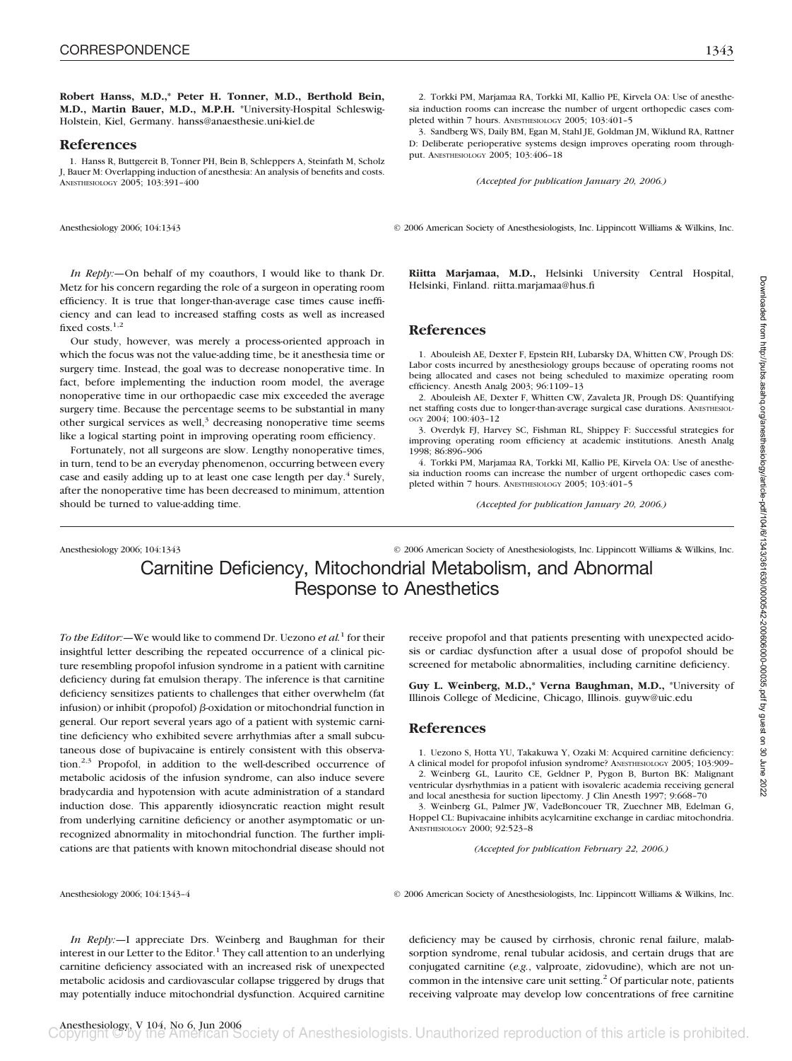**Robert Hanss, M.D.,*** **Peter H. Tonner, M.D., Berthold Bein, M.D., Martin Bauer, M.D., M.P.H.** *University-Hospital Schleswig-Holstein, Kiel, Germany. hanss@anaesthesie.uni-kiel.de

## References

1. Hanss R, Buttgereit B, Tonner PH, Bein B, Schleppers A, Steinfath M, Scholz J, Bauer M: Overlapping induction of anesthesia: An analysis of benefits and costs. ANESTHESIOLOGY 2005; 103:391–400
2. Torkki PM, Marjamaa RA, Torkki MI, Kallio PE, Kirvela OA: Use of anesthesia induction rooms can increase the number of urgent orthopedic cases completed within 7 hours. ANESTHESIOLOGY 2005; 103:401–5
3. Sandberg WS, Daily BM, Egan M, Stahl JE, Goldman JM, Wiklund RA, Rattner D: Deliberate perioperative systems design improves operating room throughput. ANESTHESIOLOGY 2005; 103:406–18

*(Accepted for publication January 20, 2006.)*

---

*In Reply:*—On behalf of my coauthors, I would like to thank Dr. Metz for his concern regarding the role of a surgeon in operating room efficiency. It is true that longer-than-average case times cause inefficiency and can lead to increased staffing costs as well as increased fixed costs.[1,2]

Our study, however, was merely a process-oriented approach in which the focus was not the value-adding time, be it anesthesia time or surgery time. Instead, the goal was to decrease nonoperative time. In fact, before implementing the induction room model, the average nonoperative time in our orthopaedic case mix exceeded the average surgery time. Because the percentage seems to be substantial in many other surgical services as well,[3] decreasing nonoperative time seems like a logical starting point in improving operating room efficiency.

Fortunately, not all surgeons are slow. Lengthy nonoperative times, in turn, tend to be an everyday phenomenon, occurring between every case and easily adding up to at least one case length per day.[4] Surely, after the nonoperative time has been decreased to minimum, attention should be turned to value-adding time.

**Riitta Marjamaa, M.D.,** Helsinki University Central Hospital, Helsinki, Finland. riitta.marjamaa@hus.fi

## References

1. Abouleish AE, Dexter F, Epstein RH, Lubarsky DA, Whitten CW, Prough DS: Labor costs incurred by anesthesiology groups because of operating rooms not being allocated and cases not being scheduled to maximize operating room efficiency. Anesth Analg 2003; 96:1109–13
2. Abouleish AE, Dexter F, Whitten CW, Zavaleta JR, Prough DS: Quantifying net staffing costs due to longer-than-average surgical case durations. ANESTHESIOLOGY 2004; 100:403–12
3. Overdyk FJ, Harvey SC, Fishman RL, Shippey F: Successful strategies for improving operating room efficiency at academic institutions. Anesth Analg 1998; 86:896–906
4. Torkki PM, Marjamaa RA, Torkki MI, Kallio PE, Kirvela OA: Use of anesthesia induction rooms can increase the number of urgent orthopedic cases completed within 7 hours. ANESTHESIOLOGY 2005; 103:401–5

*(Accepted for publication January 20, 2006.)*

---

# Carnitine Deficiency, Mitochondrial Metabolism, and Abnormal Response to Anesthetics

*To the Editor:*—We would like to commend Dr. Uezono *et al.*[1] for their insightful letter describing the repeated occurrence of a clinical picture resembling propofol infusion syndrome in a patient with carnitine deficiency during fat emulsion therapy. The inference is that carnitine deficiency sensitizes patients to challenges that either overwhelm (fat infusion) or inhibit (propofol) $\beta$-oxidation or mitochondrial function in general. Our report several years ago of a patient with systemic carnitine deficiency who exhibited severe arrhythmias after a small subcutaneous dose of bupivacaine is entirely consistent with this observation.[2,3] Propofol, in addition to the well-described occurrence of metabolic acidosis of the infusion syndrome, can also induce severe bradycardia and hypotension with acute administration of a standard induction dose. This apparently idiosyncratic reaction might result from underlying carnitine deficiency or another asymptomatic or unrecognized abnormality in mitochondrial function. The further implications are that patients with known mitochondrial disease should not receive propofol and that patients presenting with unexpected acidosis or cardiac dysfunction after a usual dose of propofol should be screened for metabolic abnormalities, including carnitine deficiency.

**Guy L. Weinberg, M.D.,*** **Verna Baughman, M.D.,** *University of Illinois College of Medicine, Chicago, Illinois. guyw@uic.edu

## References

1. Uezono S, Hotta YU, Takakuwa Y, Ozaki M: Acquired carnitine deficiency: A clinical model for propofol infusion syndrome? ANESTHESIOLOGY 2005; 103:909–
2. Weinberg GL, Laurito CE, Geldner P, Pygon B, Burton BK: Malignant ventricular dysrhythmias in a patient with isovaleric academia receiving general and local anesthesia for suction lipectomy. J Clin Anesth 1997; 9:668–70
3. Weinberg GL, Palmer JW, VadeBoncouer TR, Zuechner MB, Edelman G, Hoppel CL: Bupivacaine inhibits acylcarnitine exchange in cardiac mitochondria. ANESTHESIOLOGY 2000; 92:523–8

*(Accepted for publication February 22, 2006.)*

---

*In Reply:*—I appreciate Drs. Weinberg and Baughman for their interest in our Letter to the Editor.[1] They call attention to an underlying carnitine deficiency associated with an increased risk of unexpected metabolic acidosis and cardiovascular collapse triggered by drugs that may potentially induce mitochondrial dysfunction. Acquired carnitine deficiency may be caused by cirrhosis, chronic renal failure, malabsorption syndrome, renal tubular acidosis, and certain drugs that are conjugated carnitine (*e.g.*, valproate, zidovudine), which are not uncommon in the intensive care unit setting.[2] Of particular note, patients receiving valproate may develop low concentrations of free carnitine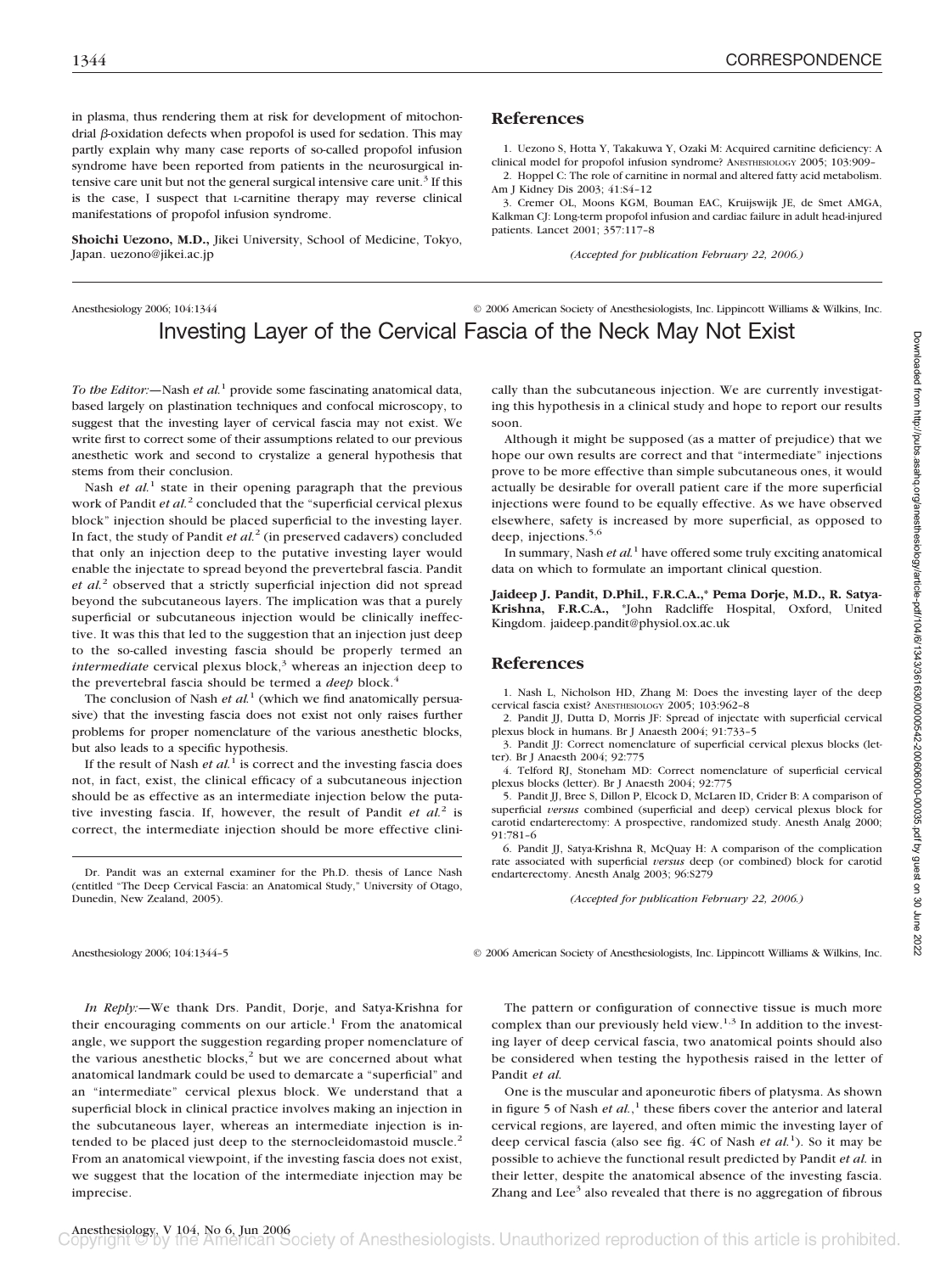in plasma, thus rendering them at risk for development of mitochondrial β-oxidation defects when propofol is used for sedation. This may partly explain why many case reports of so-called propofol infusion syndrome have been reported from patients in the neurosurgical intensive care unit but not the general surgical intensive care unit.[3] If this is the case, I suspect that L-carnitine therapy may reverse clinical manifestations of propofol infusion syndrome.

**Shoichi Uezono, M.D.,** Jikei University, School of Medicine, Tokyo, Japan. uezono@jikei.ac.jp

## References

1. Uezono S, Hotta Y, Takakuwa Y, Ozaki M: Acquired carnitine deficiency: A clinical model for propofol infusion syndrome? ANESTHESIOLOGY 2005; 103:909–
2. Hoppel C: The role of carnitine in normal and altered fatty acid metabolism. Am J Kidney Dis 2003; 41:S4–12
3. Cremer OL, Moons KGM, Bouman EAC, Kruijswijk JE, de Smet AMGA, Kalkman CJ: Long-term propofol infusion and cardiac failure in adult head-injured patients. Lancet 2001; 357:117–8

*(Accepted for publication February 22, 2006.)*

---

Anesthesiology 2006; 104:1344 © 2006 American Society of Anesthesiologists, Inc. Lippincott Williams & Wilkins, Inc.

# Investing Layer of the Cervical Fascia of the Neck May Not Exist

*To the Editor:*—Nash *et al.*[1] provide some fascinating anatomical data, based largely on plastination techniques and confocal microscopy, to suggest that the investing layer of cervical fascia may not exist. We write first to correct some of their assumptions related to our previous anesthetic work and second to crystalize a general hypothesis that stems from their conclusion.

Nash *et al.*[1] state in their opening paragraph that the previous work of Pandit *et al.*[2] concluded that the "superficial cervical plexus block" injection should be placed superficial to the investing layer. In fact, the study of Pandit *et al.*[2] (in preserved cadavers) concluded that only an injection deep to the putative investing layer would enable the injectate to spread beyond the prevertebral fascia. Pandit *et al.*[2] observed that a strictly superficial injection did not spread beyond the subcutaneous layers. The implication was that a purely superficial or subcutaneous injection would be clinically ineffective. It was this that led to the suggestion that an injection just deep to the so-called investing fascia should be properly termed an *intermediate* cervical plexus block,[3] whereas an injection deep to the prevertebral fascia should be termed a *deep* block.[4]

The conclusion of Nash *et al.*[1] (which we find anatomically persuasive) that the investing fascia does not exist not only raises further problems for proper nomenclature of the various anesthetic blocks, but also leads to a specific hypothesis.

If the result of Nash *et al.*[1] is correct and the investing fascia does not, in fact, exist, the clinical efficacy of a subcutaneous injection should be as effective as an intermediate injection below the putative investing fascia. If, however, the result of Pandit *et al.*[2] is correct, the intermediate injection should be more effective clinically than the subcutaneous injection. We are currently investigating this hypothesis in a clinical study and hope to report our results soon.

Although it might be supposed (as a matter of prejudice) that we hope our own results are correct and that "intermediate" injections prove to be more effective than simple subcutaneous ones, it would actually be desirable for overall patient care if the more superficial injections were found to be equally effective. As we have observed elsewhere, safety is increased by more superficial, as opposed to deep, injections.[5,6]

In summary, Nash *et al.*[1] have offered some truly exciting anatomical data on which to formulate an important clinical question.

**Jaideep J. Pandit, D.Phil., F.R.C.A.,\* Pema Dorje, M.D., R. Satya-Krishna, F.R.C.A.,** \*John Radcliffe Hospital, Oxford, United Kingdom. jaideep.pandit@physiol.ox.ac.uk

Dr. Pandit was an external examiner for the Ph.D. thesis of Lance Nash (entitled "The Deep Cervical Fascia: an Anatomical Study," University of Otago, Dunedin, New Zealand, 2005).

## References

1. Nash L, Nicholson HD, Zhang M: Does the investing layer of the deep cervical fascia exist? ANESTHESIOLOGY 2005; 103:962–8
2. Pandit JJ, Dutta D, Morris JF: Spread of injectate with superficial cervical plexus block in humans. Br J Anaesth 2004; 91:733–5
3. Pandit JJ: Correct nomenclature of superficial cervical plexus blocks (letter). Br J Anaesth 2004; 92:775
4. Telford RJ, Stoneham MD: Correct nomenclature of superficial cervical plexus blocks (letter). Br J Anaesth 2004; 92:775
5. Pandit JJ, Bree S, Dillon P, Elcock D, McLaren ID, Crider B: A comparison of superficial *versus* combined (superficial and deep) cervical plexus block for carotid endarterectomy: A prospective, randomized study. Anesth Analg 2000; 91:781–6
6. Pandit JJ, Satya-Krishna R, McQuay H: A comparison of the complication rate associated with superficial *versus* deep (or combined) block for carotid endarterectomy. Anesth Analg 2003; 96:S279

*(Accepted for publication February 22, 2006.)*

---

Anesthesiology 2006; 104:1344–5 © 2006 American Society of Anesthesiologists, Inc. Lippincott Williams & Wilkins, Inc.

*In Reply:*—We thank Drs. Pandit, Dorje, and Satya-Krishna for their encouraging comments on our article.[1] From the anatomical angle, we support the suggestion regarding proper nomenclature of the various anesthetic blocks,[2] but we are concerned about what anatomical landmark could be used to demarcate a "superficial" and an "intermediate" cervical plexus block. We understand that a superficial block in clinical practice involves making an injection in the subcutaneous layer, whereas an intermediate injection is intended to be placed just deep to the sternocleidomastoid muscle.[2] From an anatomical viewpoint, if the investing fascia does not exist, we suggest that the location of the intermediate injection may be imprecise.

The pattern or configuration of connective tissue is much more complex than our previously held view.[1,3] In addition to the investing layer of deep cervical fascia, two anatomical points should also be considered when testing the hypothesis raised in the letter of Pandit *et al.*

One is the muscular and aponeurotic fibers of platysma. As shown in figure 5 of Nash *et al.*,[1] these fibers cover the anterior and lateral cervical regions, are layered, and often mimic the investing layer of deep cervical fascia (also see fig. 4C of Nash *et al.*[1]). So it may be possible to achieve the functional result predicted by Pandit *et al.* in their letter, despite the anatomical absence of the investing fascia. Zhang and Lee[3] also revealed that there is no aggregation of fibrous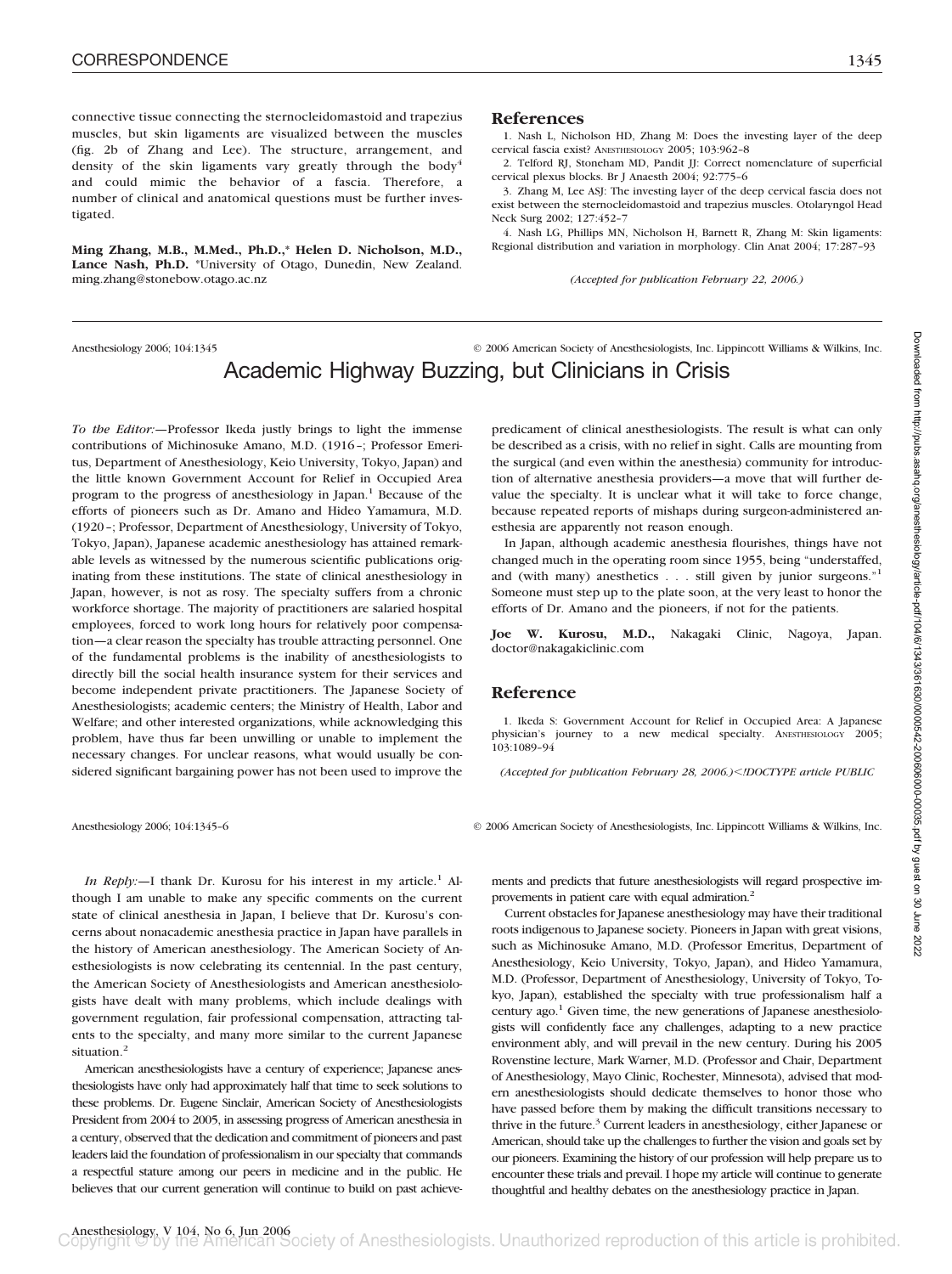connective tissue connecting the sternocleidomastoid and trapezius muscles, but skin ligaments are visualized between the muscles (fig. 2b of Zhang and Lee). The structure, arrangement, and density of the skin ligaments vary greatly through the body[4] and could mimic the behavior of a fascia. Therefore, a number of clinical and anatomical questions must be further investigated.

**Ming Zhang, M.B., M.Med., Ph.D.,\* Helen D. Nicholson, M.D., Lance Nash, Ph.D.** \*University of Otago, Dunedin, New Zealand. ming.zhang@stonebow.otago.ac.nz

## References

1. Nash L, Nicholson HD, Zhang M: Does the investing layer of the deep cervical fascia exist? ANESTHESIOLOGY 2005; 103:962–8
2. Telford RJ, Stoneham MD, Pandit JJ: Correct nomenclature of superficial cervical plexus blocks. Br J Anaesth 2004; 92:775–6
3. Zhang M, Lee ASJ: The investing layer of the deep cervical fascia does not exist between the sternocleidomastoid and trapezius muscles. Otolaryngol Head Neck Surg 2002; 127:452–7
4. Nash LG, Phillips MN, Nicholson H, Barnett R, Zhang M: Skin ligaments: Regional distribution and variation in morphology. Clin Anat 2004; 17:287–93

*(Accepted for publication February 22, 2006.)*

Anesthesiology 2006; 104:1345 © 2006 American Society of Anesthesiologists, Inc. Lippincott Williams & Wilkins, Inc.

# Academic Highway Buzzing, but Clinicians in Crisis

*To the Editor:—*Professor Ikeda justly brings to light the immense contributions of Michinosuke Amano, M.D. (1916–; Professor Emeritus, Department of Anesthesiology, Keio University, Tokyo, Japan) and the little known Government Account for Relief in Occupied Area program to the progress of anesthesiology in Japan.[1] Because of the efforts of pioneers such as Dr. Amano and Hideo Yamamura, M.D. (1920–; Professor, Department of Anesthesiology, University of Tokyo, Tokyo, Japan), Japanese academic anesthesiology has attained remarkable levels as witnessed by the numerous scientific publications originating from these institutions. The state of clinical anesthesiology in Japan, however, is not as rosy. The specialty suffers from a chronic workforce shortage. The majority of practitioners are salaried hospital employees, forced to work long hours for relatively poor compensation—a clear reason the specialty has trouble attracting personnel. One of the fundamental problems is the inability of anesthesiologists to directly bill the social health insurance system for their services and become independent private practitioners. The Japanese Society of Anesthesiologists; academic centers; the Ministry of Health, Labor and Welfare; and other interested organizations, while acknowledging this problem, have thus far been unwilling or unable to implement the necessary changes. For unclear reasons, what would usually be considered significant bargaining power has not been used to improve the predicament of clinical anesthesiologists. The result is what can only be described as a crisis, with no relief in sight. Calls are mounting from the surgical (and even within the anesthesia) community for introduction of alternative anesthesia providers—a move that will further devalue the specialty. It is unclear what it will take to force change, because repeated reports of mishaps during surgeon-administered anesthesia are apparently not reason enough.

In Japan, although academic anesthesia flourishes, things have not changed much in the operating room since 1955, being "understaffed, and (with many) anesthetics . . . still given by junior surgeons."[1] Someone must step up to the plate soon, at the very least to honor the efforts of Dr. Amano and the pioneers, if not for the patients.

**Joe W. Kurosu, M.D.,** Nakagaki Clinic, Nagoya, Japan. doctor@nakagakiclinic.com

## Reference

1. Ikeda S: Government Account for Relief in Occupied Area: A Japanese physician's journey to a new medical specialty. ANESTHESIOLOGY 2005; 103:1089–94

*(Accepted for publication February 28, 2006.)*<!DOCTYPE article PUBLIC

Anesthesiology 2006; 104:1345–6 © 2006 American Society of Anesthesiologists, Inc. Lippincott Williams & Wilkins, Inc.

*In Reply:—*I thank Dr. Kurosu for his interest in my article.[1] Although I am unable to make any specific comments on the current state of clinical anesthesia in Japan, I believe that Dr. Kurosu's concerns about nonacademic anesthesia practice in Japan have parallels in the history of American anesthesiology. The American Society of Anesthesiologists is now celebrating its centennial. In the past century, the American Society of Anesthesiologists and American anesthesiologists have dealt with many problems, which include dealings with government regulation, fair professional compensation, attracting talents to the specialty, and many more similar to the current Japanese situation.[2]

American anesthesiologists have a century of experience; Japanese anesthesiologists have only had approximately half that time to seek solutions to these problems. Dr. Eugene Sinclair, American Society of Anesthesiologists President from 2004 to 2005, in assessing progress of American anesthesia in a century, observed that the dedication and commitment of pioneers and past leaders laid the foundation of professionalism in our specialty that commands a respectful stature among our peers in medicine and in the public. He believes that our current generation will continue to build on past achievements and predicts that future anesthesiologists will regard prospective improvements in patient care with equal admiration.[2]

Current obstacles for Japanese anesthesiology may have their traditional roots indigenous to Japanese society. Pioneers in Japan with great visions, such as Michinosuke Amano, M.D. (Professor Emeritus, Department of Anesthesiology, Keio University, Tokyo, Japan), and Hideo Yamamura, M.D. (Professor, Department of Anesthesiology, University of Tokyo, Tokyo, Japan), established the specialty with true professionalism half a century ago.[1] Given time, the new generations of Japanese anesthesiologists will confidently face any challenges, adapting to a new practice environment ably, and will prevail in the new century. During his 2005 Rovenstine lecture, Mark Warner, M.D. (Professor and Chair, Department of Anesthesiology, Mayo Clinic, Rochester, Minnesota), advised that modern anesthesiologists should dedicate themselves to honor those who have passed before them by making the difficult transitions necessary to thrive in the future.[3] Current leaders in anesthesiology, either Japanese or American, should take up the challenges to further the vision and goals set by our pioneers. Examining the history of our profession will help prepare us to encounter these trials and prevail. I hope my article will continue to generate thoughtful and healthy debates on the anesthesiology practice in Japan.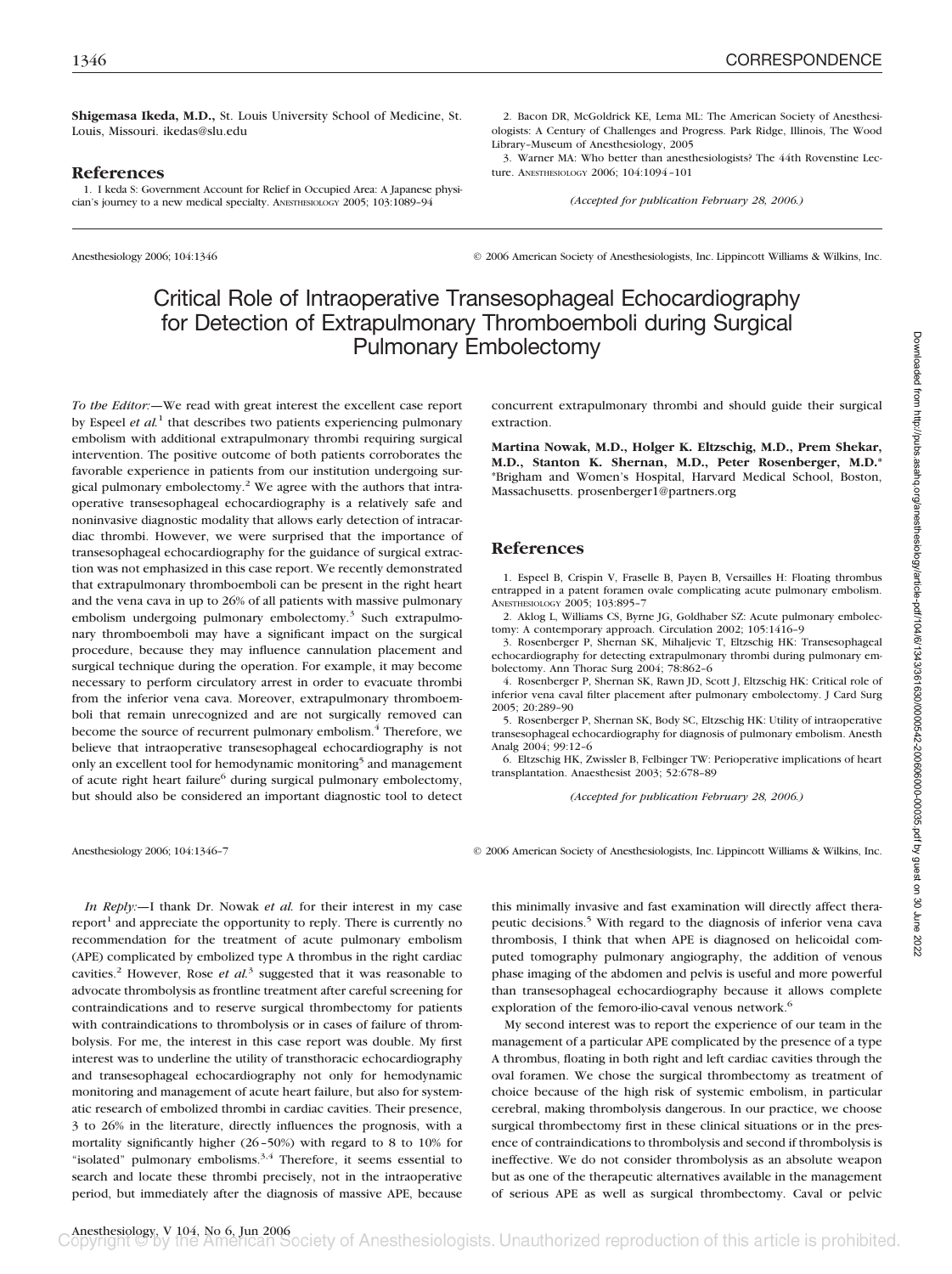**Shigemasa Ikeda, M.D.,** St. Louis University School of Medicine, St. Louis, Missouri. ikedas@slu.edu

## References

1. I keda S: Government Account for Relief in Occupied Area: A Japanese physician's journey to a new medical specialty. ANESTHESIOLOGY 2005; 103:1089–94
2. Bacon DR, McGoldrick KE, Lema ML: The American Society of Anesthesiologists: A Century of Challenges and Progress. Park Ridge, Illinois, The Wood Library–Museum of Anesthesiology, 2005
3. Warner MA: Who better than anesthesiologists? The 44th Rovenstine Lecture. ANESTHESIOLOGY 2006; 104:1094–101

*(Accepted for publication February 28, 2006.)*

Anesthesiology 2006; 104:1346 © 2006 American Society of Anesthesiologists, Inc. Lippincott Williams & Wilkins, Inc.

# Critical Role of Intraoperative Transesophageal Echocardiography for Detection of Extrapulmonary Thromboemboli during Surgical Pulmonary Embolectomy

*To the Editor:*—We read with great interest the excellent case report by Espeel *et al.*[1] that describes two patients experiencing pulmonary embolism with additional extrapulmonary thrombi requiring surgical intervention. The positive outcome of both patients corroborates the favorable experience in patients from our institution undergoing surgical pulmonary embolectomy.[2] We agree with the authors that intraoperative transesophageal echocardiography is a relatively safe and noninvasive diagnostic modality that allows early detection of intracardiac thrombi. However, we were surprised that the importance of transesophageal echocardiography for the guidance of surgical extraction was not emphasized in this case report. We recently demonstrated that extrapulmonary thromboemboli can be present in the right heart and the vena cava in up to 26% of all patients with massive pulmonary embolism undergoing pulmonary embolectomy.[3] Such extrapulmonary thromboemboli may have a significant impact on the surgical procedure, because they may influence cannulation placement and surgical technique during the operation. For example, it may become necessary to perform circulatory arrest in order to evacuate thrombi from the inferior vena cava. Moreover, extrapulmonary thromboemboli that remain unrecognized and are not surgically removed can become the source of recurrent pulmonary embolism.[4] Therefore, we believe that intraoperative transesophageal echocardiography is not only an excellent tool for hemodynamic monitoring[5] and management of acute right heart failure[6] during surgical pulmonary embolectomy, but should also be considered an important diagnostic tool to detect concurrent extrapulmonary thrombi and should guide their surgical extraction.

**Martina Nowak, M.D., Holger K. Eltzschig, M.D., Prem Shekar, M.D., Stanton K. Shernan, M.D., Peter Rosenberger, M.D.*** *Brigham and Women's Hospital, Harvard Medical School, Boston, Massachusetts. prosenberger1@partners.org

## References

1. Espeel B, Crispin V, Fraselle B, Payen B, Versailles H: Floating thrombus entrapped in a patent foramen ovale complicating acute pulmonary embolism. ANESTHESIOLOGY 2005; 103:895–7
2. Aklog L, Williams CS, Byrne JG, Goldhaber SZ: Acute pulmonary embolectomy: A contemporary approach. Circulation 2002; 105:1416–9
3. Rosenberger P, Shernan SK, Mihaljevic T, Eltzschig HK: Transesophageal echocardiography for detecting extrapulmonary thrombi during pulmonary embolectomy. Ann Thorac Surg 2004; 78:862–6
4. Rosenberger P, Shernan SK, Rawn JD, Scott J, Eltzschig HK: Critical role of inferior vena caval filter placement after pulmonary embolectomy. J Card Surg 2005; 20:289–90
5. Rosenberger P, Shernan SK, Body SC, Eltzschig HK: Utility of intraoperative transesophageal echocardiography for diagnosis of pulmonary embolism. Anesth Analg 2004; 99:12–6
6. Eltzschig HK, Zwissler B, Felbinger TW: Perioperative implications of heart transplantation. Anaesthesist 2003; 52:678–89

*(Accepted for publication February 28, 2006.)*

Anesthesiology 2006; 104:1346–7 © 2006 American Society of Anesthesiologists, Inc. Lippincott Williams & Wilkins, Inc.

*In Reply:*—I thank Dr. Nowak *et al.* for their interest in my case report[1] and appreciate the opportunity to reply. There is currently no recommendation for the treatment of acute pulmonary embolism (APE) complicated by embolized type A thrombus in the right cardiac cavities.[2] However, Rose *et al.*[3] suggested that it was reasonable to advocate thrombolysis as frontline treatment after careful screening for contraindications and to reserve surgical thrombectomy for patients with contraindications to thrombolysis or in cases of failure of thrombolysis. For me, the interest in this case report was double. My first interest was to underline the utility of transthoracic echocardiography and transesophageal echocardiography not only for hemodynamic monitoring and management of acute heart failure, but also for systematic research of embolized thrombi in cardiac cavities. Their presence, 3 to 26% in the literature, directly influences the prognosis, with a mortality significantly higher (26–50%) with regard to 8 to 10% for "isolated" pulmonary embolisms.[3,4] Therefore, it seems essential to search and locate these thrombi precisely, not in the intraoperative period, but immediately after the diagnosis of massive APE, because this minimally invasive and fast examination will directly affect therapeutic decisions.[5] With regard to the diagnosis of inferior vena cava thrombosis, I think that when APE is diagnosed on helicoidal computed tomography pulmonary angiography, the addition of venous phase imaging of the abdomen and pelvis is useful and more powerful than transesophageal echocardiography because it allows complete exploration of the femoro-ilio-caval venous network.[6]

My second interest was to report the experience of our team in the management of a particular APE complicated by the presence of a type A thrombus, floating in both right and left cardiac cavities through the oval foramen. We chose the surgical thrombectomy as treatment of choice because of the high risk of systemic embolism, in particular cerebral, making thrombolysis dangerous. In our practice, we choose surgical thrombectomy first in these clinical situations or in the presence of contraindications to thrombolysis and second if thrombolysis is ineffective. We do not consider thrombolysis as an absolute weapon but as one of the therapeutic alternatives available in the management of serious APE as well as surgical thrombectomy. Caval or pelvic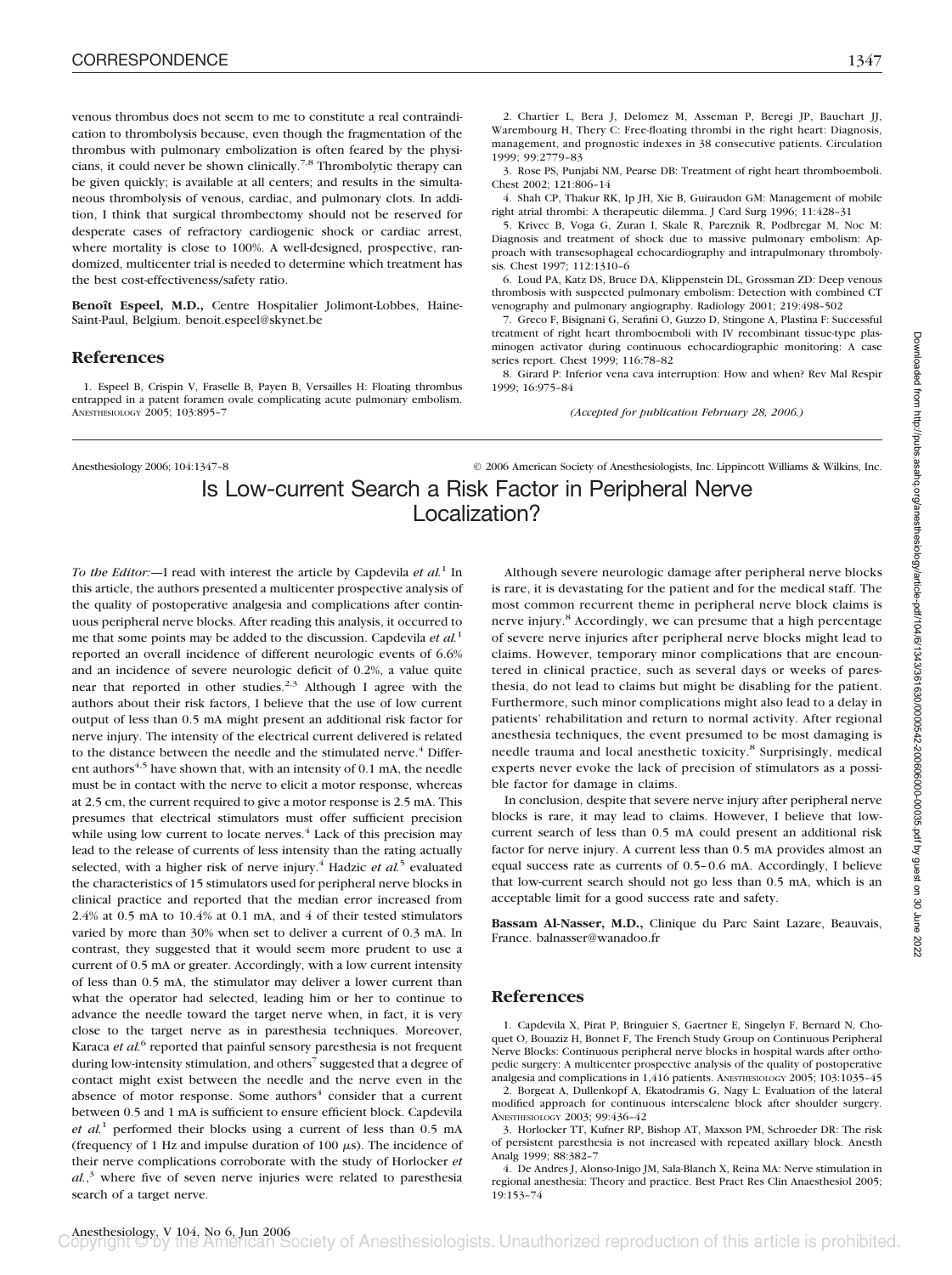venous thrombus does not seem to me to constitute a real contraindication to thrombolysis because, even though the fragmentation of the thrombus with pulmonary embolization is often feared by the physicians, it could never be shown clinically.[7,8] Thrombolytic therapy can be given quickly; is available at all centers; and results in the simultaneous thrombolysis of venous, cardiac, and pulmonary clots. In addition, I think that surgical thrombectomy should not be reserved for desperate cases of refractory cardiogenic shock or cardiac arrest, where mortality is close to 100%. A well-designed, prospective, randomized, multicenter trial is needed to determine which treatment has the best cost-effectiveness/safety ratio.

**Benoît Espeel, M.D.,** Centre Hospitalier Jolimont-Lobbes, Haine-Saint-Paul, Belgium. benoit.espeel@skynet.be

## References

1. Espeel B, Crispin V, Fraselle B, Payen B, Versailles H: Floating thrombus entrapped in a patent foramen ovale complicating acute pulmonary embolism. ANESTHESIOLOGY 2005; 103:895–7
2. Chartier L, Bera J, Delomez M, Asseman P, Beregi JP, Bauchart JJ, Warembourg H, Thery C: Free-floating thrombi in the right heart: Diagnosis, management, and prognostic indexes in 38 consecutive patients. Circulation 1999; 99:2779–83
3. Rose PS, Punjabi NM, Pearse DB: Treatment of right heart thromboemboli. Chest 2002; 121:806–14
4. Shah CP, Thakur RK, Ip JH, Xie B, Guiraudon GM: Management of mobile right atrial thrombi: A therapeutic dilemma. J Card Surg 1996; 11:428–31
5. Krivec B, Voga G, Zuran I, Skale R, Pareznik R, Podbregar M, Noc M: Diagnosis and treatment of shock due to massive pulmonary embolism: Approach with transesophageal echocardiography and intrapulmonary thrombolysis. Chest 1997; 112:1310–6
6. Loud PA, Katz DS, Bruce DA, Klippenstein DL, Grossman ZD: Deep venous thrombosis with suspected pulmonary embolism: Detection with combined CT venography and pulmonary angiography. Radiology 2001; 219:498–502
7. Greco F, Bisignani G, Serafini O, Guzzo D, Stingone A, Plastina F: Successful treatment of right heart thromboemboli with IV recombinant tissue-type plasminogen activator during continuous echocardiographic monitoring: A case series report. Chest 1999; 116:78–82
8. Girard P: Inferior vena cava interruption: How and when? Rev Mal Respir 1999; 16:975–84

*(Accepted for publication February 28, 2006.)*

Anesthesiology 2006; 104:1347–8 © 2006 American Society of Anesthesiologists, Inc. Lippincott Williams & Wilkins, Inc.

# Is Low-current Search a Risk Factor in Peripheral Nerve Localization?

*To the Editor:*—I read with interest the article by Capdevila *et al.*[1] In this article, the authors presented a multicenter prospective analysis of the quality of postoperative analgesia and complications after continuous peripheral nerve blocks. After reading this analysis, it occurred to me that some points may be added to the discussion. Capdevila *et al.*[1] reported an overall incidence of different neurologic events of 6.6% and an incidence of severe neurologic deficit of 0.2%, a value quite near that reported in other studies.[2,3] Although I agree with the authors about their risk factors, I believe that the use of low current output of less than 0.5 mA might present an additional risk factor for nerve injury. The intensity of the electrical current delivered is related to the distance between the needle and the stimulated nerve.[4] Different authors[4,5] have shown that, with an intensity of 0.1 mA, the needle must be in contact with the nerve to elicit a motor response, whereas at 2.5 cm, the current required to give a motor response is 2.5 mA. This presumes that electrical stimulators must offer sufficient precision while using low current to locate nerves.[4] Lack of this precision may lead to the release of currents of less intensity than the rating actually selected, with a higher risk of nerve injury.[4] Hadzic *et al.*[5] evaluated the characteristics of 15 stimulators used for peripheral nerve blocks in clinical practice and reported that the median error increased from 2.4% at 0.5 mA to 10.4% at 0.1 mA, and 4 of their tested stimulators varied by more than 30% when set to deliver a current of 0.3 mA. In contrast, they suggested that it would seem more prudent to use a current of 0.5 mA or greater. Accordingly, with a low current intensity of less than 0.5 mA, the stimulator may deliver a lower current than what the operator had selected, leading him or her to continue to advance the needle toward the target nerve when, in fact, it is very close to the target nerve as in paresthesia techniques. Moreover, Karaca *et al.*[6] reported that painful sensory paresthesia is not frequent during low-intensity stimulation, and others[7] suggested that a degree of contact might exist between the needle and the nerve even in the absence of motor response. Some authors[4] consider that a current between 0.5 and 1 mA is sufficient to ensure efficient block. Capdevila *et al.*[1] performed their blocks using a current of less than 0.5 mA (frequency of 1 Hz and impulse duration of 100 μs). The incidence of their nerve complications corroborate with the study of Horlocker *et al.*,[3] where five of seven nerve injuries were related to paresthesia search of a target nerve.

Although severe neurologic damage after peripheral nerve blocks is rare, it is devastating for the patient and for the medical staff. The most common recurrent theme in peripheral nerve block claims is nerve injury.[8] Accordingly, we can presume that a high percentage of severe nerve injuries after peripheral nerve blocks might lead to claims. However, temporary minor complications that are encountered in clinical practice, such as several days or weeks of paresthesia, do not lead to claims but might be disabling for the patient. Furthermore, such minor complications might also lead to a delay in patients' rehabilitation and return to normal activity. After regional anesthesia techniques, the event presumed to be most damaging is needle trauma and local anesthetic toxicity.[8] Surprisingly, medical experts never evoke the lack of precision of stimulators as a possible factor for damage in claims.

In conclusion, despite that severe nerve injury after peripheral nerve blocks is rare, it may lead to claims. However, I believe that low-current search of less than 0.5 mA could present an additional risk factor for nerve injury. A current less than 0.5 mA provides almost an equal success rate as currents of 0.5–0.6 mA. Accordingly, I believe that low-current search should not go less than 0.5 mA, which is an acceptable limit for a good success rate and safety.

**Bassam Al-Nasser, M.D.,** Clinique du Parc Saint Lazare, Beauvais, France. balnasser@wanadoo.fr

## References

1. Capdevila X, Pirat P, Bringuier S, Gaertner E, Singelyn F, Bernard N, Choquet O, Bouaziz H, Bonnet F, The French Study Group on Continuous Peripheral Nerve Blocks: Continuous peripheral nerve blocks in hospital wards after orthopedic surgery: A multicenter prospective analysis of the quality of postoperative analgesia and complications in 1,416 patients. ANESTHESIOLOGY 2005; 103:1035–45
2. Borgeat A, Dullenkopf A, Ekatodramis G, Nagy L: Evaluation of the lateral modified approach for continuous interscalene block after shoulder surgery. ANESTHESIOLOGY 2003; 99:436–42
3. Horlocker TT, Kufner RP, Bishop AT, Maxson PM, Schroeder DR: The risk of persistent paresthesia is not increased with repeated axillary block. Anesth Analg 1999; 88:382–7
4. De Andres J, Alonso-Inigo JM, Sala-Blanch X, Reina MA: Nerve stimulation in regional anesthesia: Theory and practice. Best Pract Res Clin Anaesthesiol 2005; 19:153–74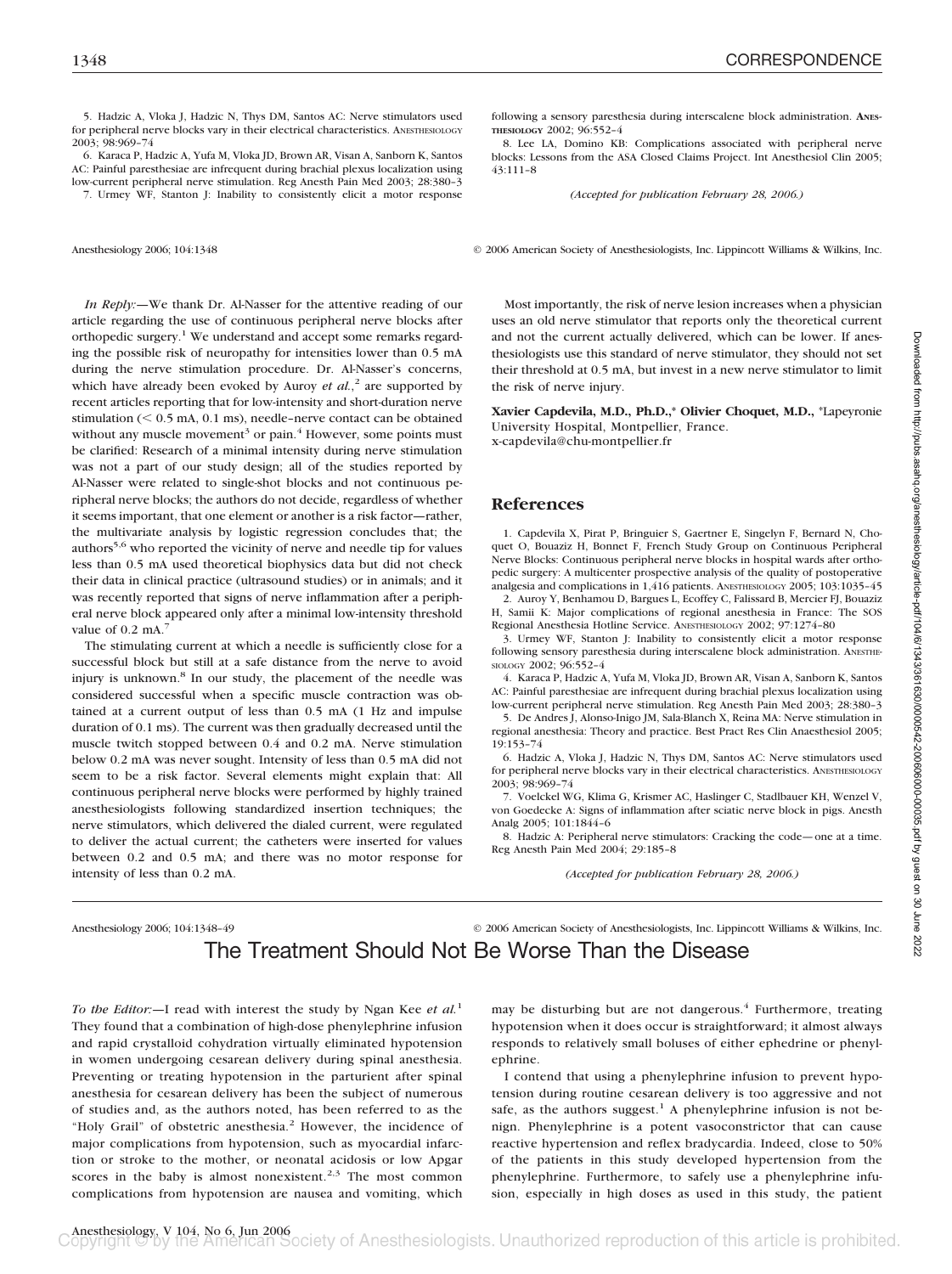5. Hadzic A, Vloka J, Hadzic N, Thys DM, Santos AC: Nerve stimulators used for peripheral nerve blocks vary in their electrical characteristics. ANESTHESIOLOGY 2003; 98:969–74

6. Karaca P, Hadzic A, Yufa M, Vloka JD, Brown AR, Visan A, Sanborn K, Santos AC: Painful paresthesiae are infrequent during brachial plexus localization using low-current peripheral nerve stimulation. Reg Anesth Pain Med 2003; 28:380–3

7. Urmey WF, Stanton J: Inability to consistently elicit a motor response following a sensory paresthesia during interscalene block administration. ANESTHESIOLOGY 2002; 96:552–4

8. Lee LA, Domino KB: Complications associated with peripheral nerve blocks: Lessons from the ASA Closed Claims Project. Int Anesthesiol Clin 2005; 43:111–8

*(Accepted for publication February 28, 2006.)*

*In Reply:*—We thank Dr. Al-Nasser for the attentive reading of our article regarding the use of continuous peripheral nerve blocks after orthopedic surgery.[1] We understand and accept some remarks regarding the possible risk of neuropathy for intensities lower than 0.5 mA during the nerve stimulation procedure. Dr. Al-Nasser's concerns, which have already been evoked by Auroy *et al.*,[2] are supported by recent articles reporting that for low-intensity and short-duration nerve stimulation (< 0.5 mA, 0.1 ms), needle–nerve contact can be obtained without any muscle movement[3] or pain.[4] However, some points must be clarified: Research of a minimal intensity during nerve stimulation was not a part of our study design; all of the studies reported by Al-Nasser were related to single-shot blocks and not continuous peripheral nerve blocks; the authors do not decide, regardless of whether it seems important, that one element or another is a risk factor—rather, the multivariate analysis by logistic regression concludes that; the authors[5,6] who reported the vicinity of nerve and needle tip for values less than 0.5 mA used theoretical biophysics data but did not check their data in clinical practice (ultrasound studies) or in animals; and it was recently reported that signs of nerve inflammation after a peripheral nerve block appeared only after a minimal low-intensity threshold value of 0.2 mA.[7]

The stimulating current at which a needle is sufficiently close for a successful block but still at a safe distance from the nerve to avoid injury is unknown.[8] In our study, the placement of the needle was considered successful when a specific muscle contraction was obtained at a current output of less than 0.5 mA (1 Hz and impulse duration of 0.1 ms). The current was then gradually decreased until the muscle twitch stopped between 0.4 and 0.2 mA. Nerve stimulation below 0.2 mA was never sought. Intensity of less than 0.5 mA did not seem to be a risk factor. Several elements might explain that: All continuous peripheral nerve blocks were performed by highly trained anesthesiologists following standardized insertion techniques; the nerve stimulators, which delivered the dialed current, were regulated to deliver the actual current; the catheters were inserted for values between 0.2 and 0.5 mA; and there was no motor response for intensity of less than 0.2 mA.

Most importantly, the risk of nerve lesion increases when a physician uses an old nerve stimulator that reports only the theoretical current and not the current actually delivered, which can be lower. If anesthesiologists use this standard of nerve stimulator, they should not set their threshold at 0.5 mA, but invest in a new nerve stimulator to limit the risk of nerve injury.

**Xavier Capdevila, M.D., Ph.D.,\* Olivier Choquet, M.D.,** \*Lapeyronie University Hospital, Montpellier, France. x-capdevila@chu-montpellier.fr

## References

1. Capdevila X, Pirat P, Bringuier S, Gaertner E, Singelyn F, Bernard N, Choquet O, Bouaziz H, Bonnet F, French Study Group on Continuous Peripheral Nerve Blocks: Continuous peripheral nerve blocks in hospital wards after orthopedic surgery: A multicenter prospective analysis of the quality of postoperative analgesia and complications in 1,416 patients. ANESTHESIOLOGY 2005; 103:1035–45

2. Auroy Y, Benhamou D, Bargues L, Ecoffey C, Falissard B, Mercier FJ, Bouaziz H, Samii K: Major complications of regional anesthesia in France: The SOS Regional Anesthesia Hotline Service. ANESTHESIOLOGY 2002; 97:1274–80

3. Urmey WF, Stanton J: Inability to consistently elicit a motor response following sensory paresthesia during interscalene block administration. ANESTHESIOLOGY 2002; 96:552–4

4. Karaca P, Hadzic A, Yufa M, Vloka JD, Brown AR, Visan A, Sanborn K, Santos AC: Painful paresthesiae are infrequent during brachial plexus localization using low-current peripheral nerve stimulation. Reg Anesth Pain Med 2003; 28:380–3

5. De Andres J, Alonso-Inigo JM, Sala-Blanch X, Reina MA: Nerve stimulation in regional anesthesia: Theory and practice. Best Pract Res Clin Anaesthesiol 2005; 19:153–74

6. Hadzic A, Vloka J, Hadzic N, Thys DM, Santos AC: Nerve stimulators used for peripheral nerve blocks vary in their electrical characteristics. ANESTHESIOLOGY 2003; 98:969–74

7. Voelckel WG, Klima G, Krismer AC, Haslinger C, Stadlbauer KH, Wenzel V, von Goedecke A: Signs of inflammation after sciatic nerve block in pigs. Anesth Analg 2005; 101:1844–6

8. Hadzic A: Peripheral nerve stimulators: Cracking the code—one at a time. Reg Anesth Pain Med 2004; 29:185–8

*(Accepted for publication February 28, 2006.)*

# The Treatment Should Not Be Worse Than the Disease

*To the Editor:*—I read with interest the study by Ngan Kee *et al.*[1] They found that a combination of high-dose phenylephrine infusion and rapid crystalloid cohydration virtually eliminated hypotension in women undergoing cesarean delivery during spinal anesthesia. Preventing or treating hypotension in the parturient after spinal anesthesia for cesarean delivery has been the subject of numerous of studies and, as the authors noted, has been referred to as the "Holy Grail" of obstetric anesthesia.[2] However, the incidence of major complications from hypotension, such as myocardial infarction or stroke to the mother, or neonatal acidosis or low Apgar scores in the baby is almost nonexistent.[2,3] The most common complications from hypotension are nausea and vomiting, which may be disturbing but are not dangerous.[4] Furthermore, treating hypotension when it does occur is straightforward; it almost always responds to relatively small boluses of either ephedrine or phenylephrine.

I contend that using a phenylephrine infusion to prevent hypotension during routine cesarean delivery is too aggressive and not safe, as the authors suggest.[1] A phenylephrine infusion is not benign. Phenylephrine is a potent vasoconstrictor that can cause reactive hypertension and reflex bradycardia. Indeed, close to 50% of the patients in this study developed hypertension from the phenylephrine. Furthermore, to safely use a phenylephrine infusion, especially in high doses as used in this study, the patient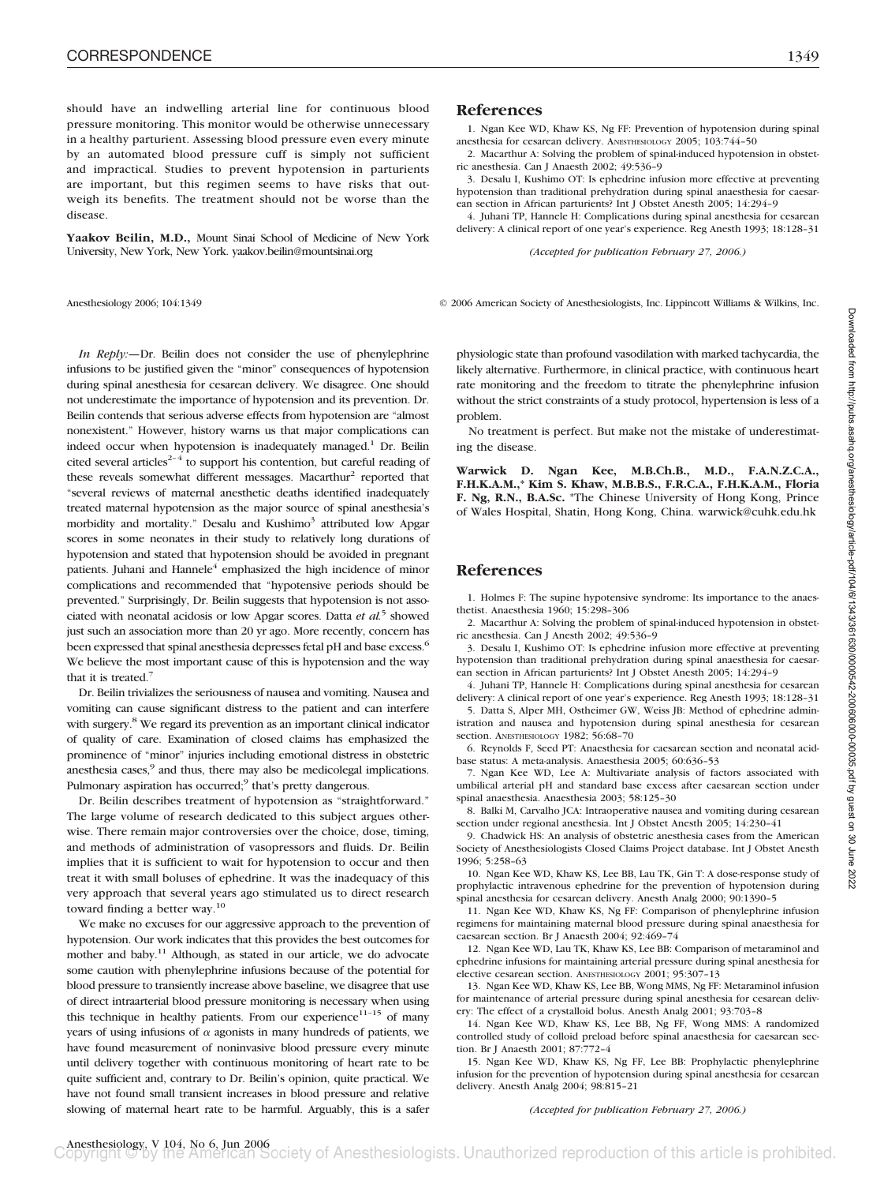should have an indwelling arterial line for continuous blood pressure monitoring. This monitor would be otherwise unnecessary in a healthy parturient. Assessing blood pressure even every minute by an automated blood pressure cuff is simply not sufficient and impractical. Studies to prevent hypotension in parturients are important, but this regimen seems to have risks that outweigh its benefits. The treatment should not be worse than the disease.

**Yaakov Beilin, M.D.,** Mount Sinai School of Medicine of New York University, New York, New York. yaakov.beilin@mountsinai.org

## References

1. Ngan Kee WD, Khaw KS, Ng FF: Prevention of hypotension during spinal anesthesia for cesarean delivery. Anesthesiology 2005; 103:744–50
2. Macarthur A: Solving the problem of spinal-induced hypotension in obstetric anesthesia. Can J Anaesth 2002; 49:536–9
3. Desalu I, Kushimo OT: Is ephedrine infusion more effective at preventing hypotension than traditional prehydration during spinal anaesthesia for caesarean section in African parturients? Int J Obstet Anest 2005; 14:294–9
4. Juhani TP, Hannele H: Complications during spinal anesthesia for cesarean delivery: A clinical report of one year's experience. Reg Anesth 1993; 18:128–31

*(Accepted for publication February 27, 2006.)*

*In Reply:*—Dr. Beilin does not consider the use of phenylephrine infusions to be justified given the "minor" consequences of hypotension during spinal anesthesia for cesarean delivery. We disagree. One should not underestimate the importance of hypotension and its prevention. Dr. Beilin contends that serious adverse effects from hypotension are "almost nonexistent." However, history warns us that major complications can indeed occur when hypotension is inadequately managed.[1] Dr. Beilin cited several articles[2–4] to support his contention, but careful reading of these reveals somewhat different messages. Macarthur[2] reported that "several reviews of maternal anesthetic deaths identified inadequately treated maternal hypotension as the major source of spinal anesthesia's morbidity and mortality." Desalu and Kushimo[3] attributed low Apgar scores in some neonates in their study to relatively long durations of hypotension and stated that hypotension should be avoided in pregnant patients. Juhani and Hannele[4] emphasized the high incidence of minor complications and recommended that "hypotensive periods should be prevented." Surprisingly, Dr. Beilin suggests that hypotension is not associated with neonatal acidosis or low Apgar scores. Datta *et al.*[5] showed just such an association more than 20 yr ago. More recently, concern has been expressed that spinal anesthesia depresses fetal pH and base excess.[6] We believe the most important cause of this is hypotension and the way that it is treated.[7]

Dr. Beilin trivializes the seriousness of nausea and vomiting. Nausea and vomiting can cause significant distress to the patient and can interfere with surgery.[8] We regard its prevention as an important clinical indicator of quality of care. Examination of closed claims has emphasized the prominence of "minor" injuries including emotional distress in obstetric anesthesia cases,[9] and thus, there may also be medicolegal implications. Pulmonary aspiration has occurred;[9] that's pretty dangerous.

Dr. Beilin describes treatment of hypotension as "straightforward." The large volume of research dedicated to this subject argues otherwise. There remain major controversies over the choice, dose, timing, and methods of administration of vasopressors and fluids. Dr. Beilin implies that it is sufficient to wait for hypotension to occur and then treat it with small boluses of ephedrine. It was the inadequacy of this very approach that several years ago stimulated us to direct research toward finding a better way.[10]

We make no excuses for our aggressive approach to the prevention of hypotension. Our work indicates that this provides the best outcomes for mother and baby.[11] Although, as stated in our article, we do advocate some caution with phenylephrine infusions because of the potential for blood pressure to transiently increase above baseline, we disagree that use of direct intraarterial blood pressure monitoring is necessary when using this technique in healthy patients. From our experience[11–15] of many years of using infusions of $\alpha$ agonists in many hundreds of patients, we have found measurement of noninvasive blood pressure every minute until delivery together with continuous monitoring of heart rate to be quite sufficient and, contrary to Dr. Beilin's opinion, quite practical. We have not found small transient increases in blood pressure and relative slowing of maternal heart rate to be harmful. Arguably, this is a safer physiologic state than profound vasodilation with marked tachycardia, the likely alternative. Furthermore, in clinical practice, with continuous heart rate monitoring and the freedom to titrate the phenylephrine infusion without the strict constraints of a study protocol, hypertension is less of a problem.

No treatment is perfect. But make not the mistake of underestimating the disease.

**Warwick D. Ngan Kee, M.B.Ch.B., M.D., F.A.N.Z.C.A., F.H.K.A.M.,\* Kim S. Khaw, M.B.B.S., F.R.C.A., F.H.K.A.M., Floria F. Ng, R.N., B.A.Sc.** \*The Chinese University of Hong Kong, Prince of Wales Hospital, Shatin, Hong Kong, China. warwick@cuhk.edu.hk

## References

1. Holmes F: The supine hypotensive syndrome: Its importance to the anaesthetist. Anaesthesia 1960; 15:298–306
2. Macarthur A: Solving the problem of spinal-induced hypotension in obstetric anesthesia. Can J Anesth 2002; 49:536–9
3. Desalu I, Kushimo OT: Is ephedrine infusion more effective at preventing hypotension than traditional prehydration during spinal anaesthesia for caesarean section in African parturients? Int J Obstet Anesth 2005; 14:294–9
4. Juhani TP, Hannele H: Complications during spinal anesthesia for cesarean delivery: A clinical report of one year's experience. Reg Anesth 1993; 18:128–31
5. Datta S, Alper MH, Ostheimer GW, Weiss JB: Method of ephedrine administration and nausea and hypotension during spinal anesthesia for cesarean section. Anesthesiology 1982; 56:68–70
6. Reynolds F, Seed PT: Anaesthesia for caesarean section and neonatal acid-base status: A meta-analysis. Anaesthesia 2005; 60:636–53
7. Ngan Kee WD, Lee A: Multivariate analysis of factors associated with umbilical arterial pH and standard base excess after caesarean section under spinal anaesthesia. Anaesthesia 2003; 58:125–30
8. Balki M, Carvalho JCA: Intraoperative nausea and vomiting during cesarean section under regional anesthesia. Int J Obstet Anesth 2005; 14:230–41
9. Chadwick HS: An analysis of obstetric anesthesia cases from the American Society of Anesthesiologists Closed Claims Project database. Int J Obstet Anesth 1996; 5:258–63
10. Ngan Kee WD, Khaw KS, Lee BB, Lau TK, Gin T: A dose-response study of prophylactic intravenous ephedrine for the prevention of hypotension during spinal anesthesia for cesarean delivery. Anesth Analg 2000; 90:1390–5
11. Ngan Kee WD, Khaw KS, Ng FF: Comparison of phenylephrine infusion regimens for maintaining maternal blood pressure during spinal anaesthesia for caesarean section. Br J Anaesth 2004; 92:469–74
12. Ngan Kee WD, Lau TK, Khaw KS, Lee BB: Comparison of metaraminol and ephedrine infusions for maintaining arterial pressure during spinal anesthesia for elective cesarean section. Anesthesiology 2001; 95:307–13
13. Ngan Kee WD, Khaw KS, Lee BB, Wong MMS, Ng FF: Metaraminol infusion for maintenance of arterial pressure during spinal anesthesia for cesarean delivery: The effect of a crystalloid bolus. Anesth Analg 2001; 93:703–8
14. Ngan Kee WD, Khaw KS, Lee BB, Ng FF, Wong MMS: A randomized controlled study of colloid preload before spinal anaesthesia for caesarean section. Br J Anaesth 2001; 87:772–4
15. Ngan Kee WD, Khaw KS, Ng FF, Lee BB: Prophylactic phenylephrine infusion for the prevention of hypotension during spinal anesthesia for cesarean delivery. Anesth Analg 2004; 98:815–21

*(Accepted for publication February 27, 2006.)*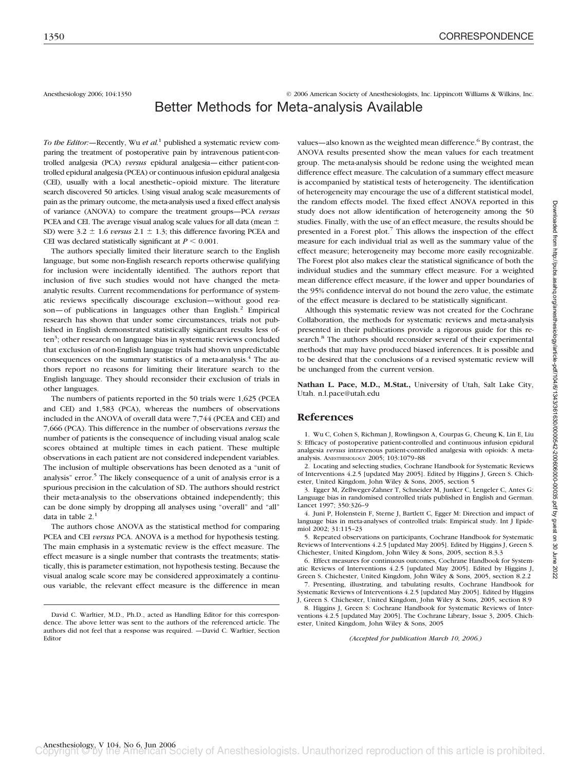Anesthesiology 2006; 104:1350 © 2006 American Society of Anesthesiologists, Inc. Lippincott Williams & Wilkins, Inc.

# Better Methods for Meta-analysis Available

*To the Editor:*—Recently, Wu *et al.*[1] published a systematic review comparing the treatment of postoperative pain by intravenous patient-controlled analgesia (PCA) *versus* epidural analgesia—either patient-controlled epidural analgesia (PCEA) or continuous infusion epidural analgesia (CEI), usually with a local anesthetic–opioid mixture. The literature search discovered 50 articles. Using visual analog scale measurements of pain as the primary outcome, the meta-analysis used a fixed effect analysis of variance (ANOVA) to compare the treatment groups—PCA *versus* PCEA and CEI. The average visual analog scale values for all data (mean ± SD) were 3.2 ± 1.6 *versus* 2.1 ± 1.3; this difference favoring PCEA and CEI was declared statistically significant at $P < 0.001$.

The authors specially limited their literature search to the English language, but some non-English research reports otherwise qualifying for inclusion were incidentally identified. The authors report that inclusion of five such studies would not have changed the meta-analytic results. Current recommendations for performance of systematic reviews specifically discourage exclusion—without good reason—of publications in languages other than English.[2] Empirical research has shown that under some circumstances, trials not published in English demonstrated statistically significant results less often[3]; other research on language bias in systematic reviews concluded that exclusion of non-English language trials had shown unpredictable consequences on the summary statistics of a meta-analysis.[4] The authors report no reasons for limiting their literature search to the English language. They should reconsider their exclusion of trials in other languages.

The numbers of patients reported in the 50 trials were 1,625 (PCEA and CEI) and 1,583 (PCA), whereas the numbers of observations included in the ANOVA of overall data were 7,744 (PCEA and CEI) and 7,666 (PCA). This difference in the number of observations *versus* the number of patients is the consequence of including visual analog scale scores obtained at multiple times in each patient. These multiple observations in each patient are not considered independent variables. The inclusion of multiple observations has been denoted as a "unit of analysis" error.[5] The likely consequence of a unit of analysis error is a spurious precision in the calculation of SD. The authors should restrict their meta-analysis to the observations obtained independently; this can be done simply by dropping all analyses using "overall" and "all" data in table 2.[1]

The authors chose ANOVA as the statistical method for comparing PCEA and CEI *versus* PCA. ANOVA is a method for hypothesis testing. The main emphasis in a systematic review is the effect measure. The effect measure is a single number that contrasts the treatments; statistically, this is parameter estimation, not hypothesis testing. Because the visual analog scale score may be considered approximately a continuous variable, the relevant effect measure is the difference in mean values—also known as the weighted mean difference.[6] By contrast, the ANOVA results presented show the mean values for each treatment group. The meta-analysis should be redone using the weighted mean difference effect measure. The calculation of a summary effect measure is accompanied by statistical tests of heterogeneity. The identification of heterogeneity may encourage the use of a different statistical model, the random effects model. The fixed effect ANOVA reported in this study does not allow identification of heterogeneity among the 50 studies. Finally, with the use of an effect measure, the results should be presented in a Forest plot.[7] This allows the inspection of the effect measure for each individual trial as well as the summary value of the effect measure; heterogeneity may become more easily recognizable. The Forest plot also makes clear the statistical significance of both the individual studies and the summary effect measure. For a weighted mean difference effect measure, if the lower and upper boundaries of the 95% confidence interval do not bound the zero value, the estimate of the effect measure is declared to be statistically significant.

Although this systematic review was not created for the Cochrane Collaboration, the methods for systematic reviews and meta-analysis presented in their publications provide a rigorous guide for this research.[8] The authors should reconsider several of their experimental methods that may have produced biased inferences. It is possible and to be desired that the conclusions of a revised systematic review will be unchanged from the current version.

**Nathan L. Pace, M.D., M.Stat.,** University of Utah, Salt Lake City, Utah. n.l.pace@utah.edu

## References

1. Wu C, Cohen S, Richman J, Rowlingson A, Courpas G, Cheung K, Lin E, Liu S: Efficacy of postoperative patient-controlled and continuous infusion epidural analgesia *versus* intravenous patient-controlled analgesia with opioids: A meta-analysis. Anesthesiology 2005; 103:1079–88
2. Locating and selecting studies, Cochrane Handbook for Systematic Reviews of Interventions 4.2.5 [updated May 2005]. Edited by Higgins J, Green S. Chichester, United Kingdom, John Wiley & Sons, 2005, section 5
3. Egger M, Zellweger-Zahner T, Schneider M, Junker C, Lengeler C, Antes G: Language bias in randomised controlled trials published in English and German. Lancet 1997; 350:326–9
4. Juni P, Holenstein F, Sterne J, Bartlett C, Egger M: Direction and impact of language bias in meta-analyses of controlled trials: Empirical study. Int J Epidemiol 2002; 31:115–23
5. Repeated observations on participants, Cochrane Handbook for Systematic Reviews of Interventions 4.2.5 [updated May 2005]. Edited by Higgins J, Green S. Chichester, United Kingdom, John Wiley & Sons, 2005, section 8.3.3
6. Effect measures for continuous outcomes, Cochrane Handbook for Systematic Reviews of Interventions 4.2.5 [updated May 2005]. Edited by Higgins J, Green S. Chichester, United Kingdom, John Wiley & Sons, 2005, section 8.2.2
7. Presenting, illustrating, and tabulating results, Cochrane Handbook for Systematic Reviews of Interventions 4.2.5 [updated May 2005]. Edited by Higgins J, Green S. Chichester, United Kingdom, John Wiley & Sons, 2005, section 8.9
8. Higgins J, Green S: Cochrane Handbook for Systematic Reviews of Interventions 4.2.5 [updated May 2005]. The Cochrane Library, Issue 3, 2005. Chichester, United Kingdom, John Wiley & Sons, 2005

*(Accepted for publication March 10, 2006.)*

David C. Warltier, M.D., Ph.D., acted as Handling Editor for this correspondence. The above letter was sent to the authors of the referenced article. The authors did not feel that a response was required. —David C. Warltier, Section Editor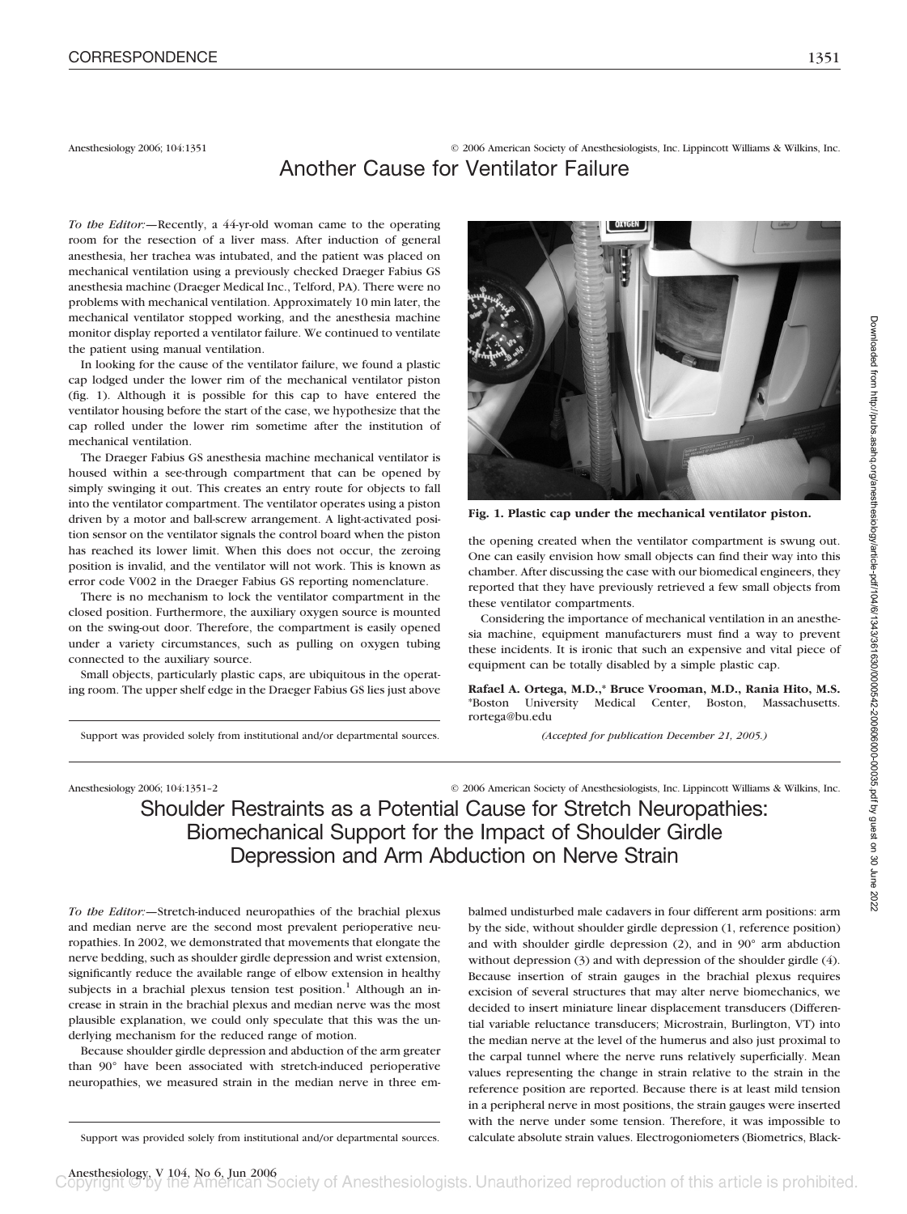Anesthesiology 2006; 104:1351 © 2006 American Society of Anesthesiologists, Inc. Lippincott Williams & Wilkins, Inc.

# Another Cause for Ventilator Failure

*To the Editor:*—Recently, a 44-yr-old woman came to the operating room for the resection of a liver mass. After induction of general anesthesia, her trachea was intubated, and the patient was placed on mechanical ventilation using a previously checked Draeger Fabius GS anesthesia machine (Draeger Medical Inc., Telford, PA). There were no problems with mechanical ventilation. Approximately 10 min later, the mechanical ventilator stopped working, and the anesthesia machine monitor display reported a ventilator failure. We continued to ventilate the patient using manual ventilation.

In looking for the cause of the ventilator failure, we found a plastic cap lodged under the lower rim of the mechanical ventilator piston (fig. 1). Although it is possible for this cap to have entered the ventilator housing before the start of the case, we hypothesize that the cap rolled under the lower rim sometime after the institution of mechanical ventilation.

The Draeger Fabius GS anesthesia machine mechanical ventilator is housed within a see-through compartment that can be opened by simply swinging it out. This creates an entry route for objects to fall into the ventilator compartment. The ventilator operates using a piston driven by a motor and ball-screw arrangement. A light-activated position sensor on the ventilator signals the control board when the piston has reached its lower limit. When this does not occur, the zeroing position is invalid, and the ventilator will not work. This is known as error code V002 in the Draeger Fabius GS reporting nomenclature.

There is no mechanism to lock the ventilator compartment in the closed position. Furthermore, the auxiliary oxygen source is mounted on the swing-out door. Therefore, the compartment is easily opened under a variety circumstances, such as pulling on oxygen tubing connected to the auxiliary source.

Small objects, particularly plastic caps, are ubiquitous in the operating room. The upper shelf edge in the Draeger Fabius GS lies just above the opening created when the ventilator compartment is swung out. One can easily envision how small objects can find their way into this chamber. After discussing the case with our biomedical engineers, they reported that they have previously retrieved a few small objects from these ventilator compartments.

**Fig. 1. Plastic cap under the mechanical ventilator piston.**

Considering the importance of mechanical ventilation in an anesthesia machine, equipment manufacturers must find a way to prevent these incidents. It is ironic that such an expensive and vital piece of equipment can be totally disabled by a simple plastic cap.

**Rafael A. Ortega, M.D.,\* Bruce Vrooman, M.D., Rania Hito, M.S.** \*Boston University Medical Center, Boston, Massachusetts. rortega@bu.edu

*(Accepted for publication December 21, 2005.)*

Support was provided solely from institutional and/or departmental sources.

Anesthesiology 2006; 104:1351–2 © 2006 American Society of Anesthesiologists, Inc. Lippincott Williams & Wilkins, Inc.

# Shoulder Restraints as a Potential Cause for Stretch Neuropathies: Biomechanical Support for the Impact of Shoulder Girdle Depression and Arm Abduction on Nerve Strain

*To the Editor:*—Stretch-induced neuropathies of the brachial plexus and median nerve are the second most prevalent perioperative neuropathies. In 2002, we demonstrated that movements that elongate the nerve bedding, such as shoulder girdle depression and wrist extension, significantly reduce the available range of elbow extension in healthy subjects in a brachial plexus tension test position.[1] Although an increase in strain in the brachial plexus and median nerve was the most plausible explanation, we could only speculate that this was the underlying mechanism for the reduced range of motion.

Because shoulder girdle depression and abduction of the arm greater than 90° have been associated with stretch-induced perioperative neuropathies, we measured strain in the median nerve in three embalmed undisturbed male cadavers in four different arm positions: arm by the side, without shoulder girdle depression (1, reference position) and with shoulder girdle depression (2), and in 90° arm abduction without depression (3) and with depression of the shoulder girdle (4). Because insertion of strain gauges in the brachial plexus requires excision of several structures that may alter nerve biomechanics, we decided to insert miniature linear displacement transducers (Differential variable reluctance transducers; Microstrain, Burlington, VT) into the median nerve at the level of the humerus and also just proximal to the carpal tunnel where the nerve runs relatively superficially. Mean values representing the change in strain relative to the strain in the reference position are reported. Because there is at least mild tension in a peripheral nerve in most positions, the strain gauges were inserted with the nerve under some tension. Therefore, it was impossible to calculate absolute strain values. Electrogoniometers (Biometrics, Black-

Support was provided solely from institutional and/or departmental sources.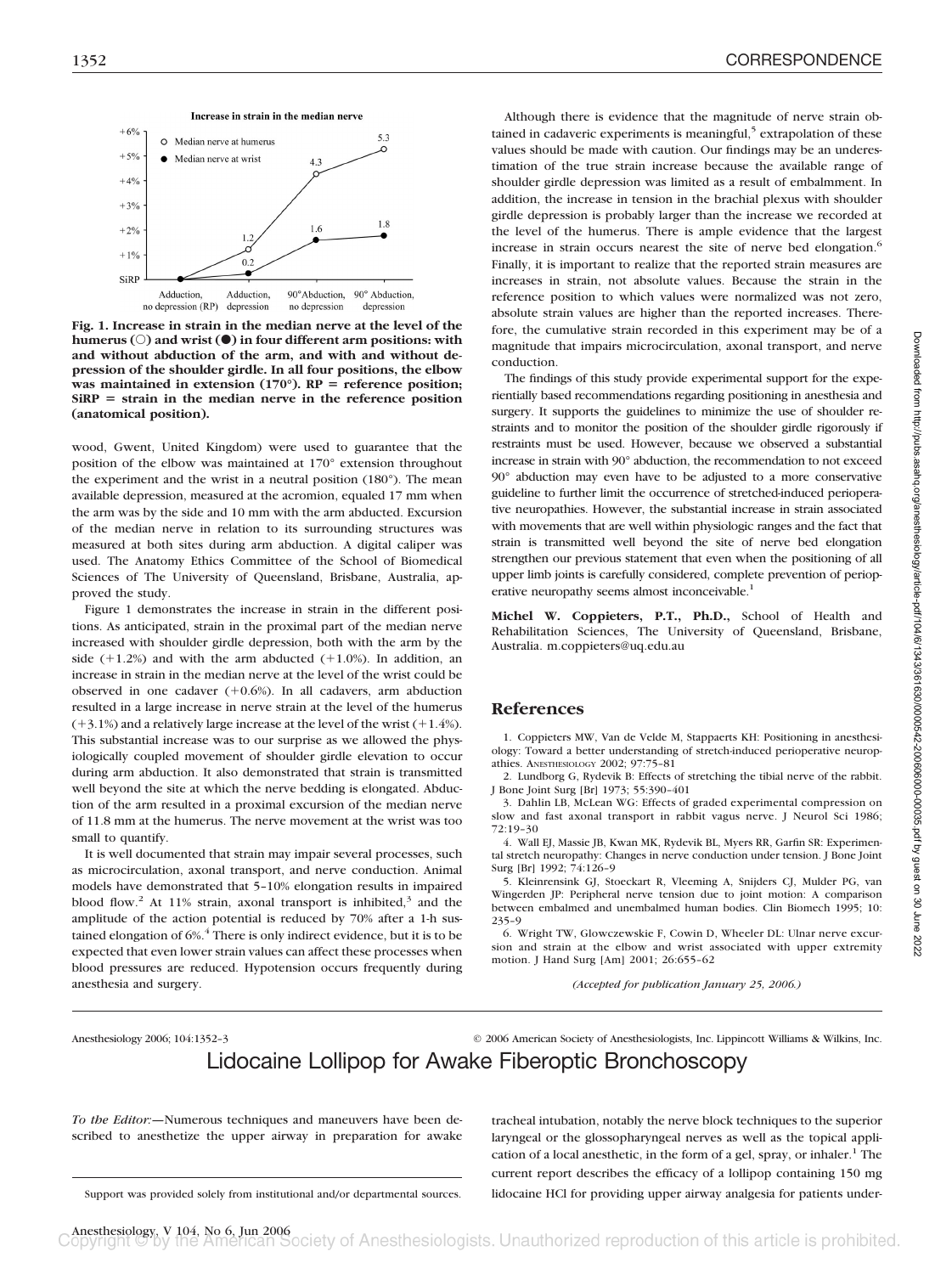Increase in strain in the median nerve

+6%
+5%
+4%
+3%
+2%
+1%
SiRP

○ Median nerve at humerus
● Median nerve at wrist

5.3
4.3
1.2
0.2
1.6
1.8

Adduction, no depression (RP)
Adduction, depression
90° Abduction, no depression
90° Abduction, depression

**Fig. 1. Increase in strain in the median nerve at the level of the humerus (○) and wrist (●) in four different arm positions: with and without abduction of the arm, and with and without depression of the shoulder girdle. In all four positions, the elbow was maintained in extension (170°). RP = reference position; SiRP = strain in the median nerve in the reference position (anatomical position).**

wood, Gwent, United Kingdom) were used to guarantee that the position of the elbow was maintained at 170° extension throughout the experiment and the wrist in a neutral position (180°). The mean available depression, measured at the acromion, equaled 17 mm when the arm was by the side and 10 mm with the arm abducted. Excursion of the median nerve in relation to its surrounding structures was measured at both sites during arm abduction. A digital caliper was used. The Anatomy Ethics Committee of the School of Biomedical Sciences of The University of Queensland, Brisbane, Australia, approved the study.

Figure 1 demonstrates the increase in strain in the different positions. As anticipated, strain in the proximal part of the median nerve increased with shoulder girdle depression, both with the arm by the side (+1.2%) and with the arm abducted (+1.0%). In addition, an increase in strain in the median nerve at the level of the wrist could be observed in one cadaver (+0.6%). In all cadavers, arm abduction resulted in a large increase in nerve strain at the level of the humerus (+3.1%) and a relatively large increase at the level of the wrist (+1.4%). This substantial increase was to our surprise as we allowed the physiologically coupled movement of shoulder girdle elevation to occur during arm abduction. It also demonstrated that strain is transmitted well beyond the site at which the nerve bedding is elongated. Abduction of the arm resulted in a proximal excursion of the median nerve of 11.8 mm at the humerus. The nerve movement at the wrist was too small to quantify.

It is well documented that strain may impair several processes, such as microcirculation, axonal transport, and nerve conduction. Animal models have demonstrated that 5–10% elongation results in impaired blood flow.[2] At 11% strain, axonal transport is inhibited,[3] and the amplitude of the action potential is reduced by 70% after a 1-h sustained elongation of 6%.[4] There is only indirect evidence, but it is to be expected that even lower strain values can affect these processes when blood pressures are reduced. Hypotension occurs frequently during anesthesia and surgery.

Although there is evidence that the magnitude of nerve strain obtained in cadaveric experiments is meaningful,[5] extrapolation of these values should be made with caution. Our findings may be an underestimation of the true strain increase because the available range of shoulder girdle depression was limited as a result of embalmment. In addition, the increase in tension in the brachial plexus with shoulder girdle depression is probably larger than the increase we recorded at the level of the humerus. There is ample evidence that the largest increase in strain occurs nearest the site of nerve bed elongation.[6] Finally, it is important to realize that the reported strain measures are increases in strain, not absolute values. Because the strain in the reference position to which values were normalized was not zero, absolute strain values are higher than the reported increases. Therefore, the cumulative strain recorded in this experiment may be of a magnitude that impairs microcirculation, axonal transport, and nerve conduction.

The findings of this study provide experimental support for the experientially based recommendations regarding positioning in anesthesia and surgery. It supports the guidelines to minimize the use of shoulder restraints and to monitor the position of the shoulder girdle rigorously if restraints must be used. However, because we observed a substantial increase in strain with 90° abduction, the recommendation to not exceed 90° abduction may even have to be adjusted to a more conservative guideline to further limit the occurrence of stretched-induced perioperative neuropathies. However, the substantial increase in strain associated with movements that are well within physiologic ranges and the fact that strain is transmitted well beyond the site of nerve bed elongation strengthen our previous statement that even when the positioning of all upper limb joints is carefully considered, complete prevention of perioperative neuropathy seems almost inconceivable.[1]

**Michel W. Coppieters, P.T., Ph.D.,** School of Health and Rehabilitation Sciences, The University of Queensland, Brisbane, Australia. m.coppieters@uq.edu.au

## References

1. Coppieters MW, Van de Velde M, Stappaerts KH: Positioning in anesthesiology: Toward a better understanding of stretch-induced perioperative neuropathies. ANESTHESIOLOGY 2002; 97:75–81
2. Lundborg G, Rydevik B: Effects of stretching the tibial nerve of the rabbit. J Bone Joint Surg [Br] 1973; 55:390–401
3. Dahlin LB, McLean WG: Effects of graded experimental compression on slow and fast axonal transport in rabbit vagus nerve. J Neurol Sci 1986; 72:19–30
4. Wall EJ, Massie JB, Kwan MK, Rydevik BL, Myers RR, Garfin SR: Experimental stretch neuropathy: Changes in nerve conduction under tension. J Bone Joint Surg [Br] 1992; 74:126–9
5. Kleinrensink GJ, Stoeckart R, Vleeming A, Snijders CJ, Mulder PG, van Wingerden JP: Peripheral nerve tension due to joint motion: A comparison between embalmed and unembalmed human bodies. Clin Biomech 1995; 10: 235–9
6. Wright TW, Glowczewskie F, Cowin D, Wheeler DL: Ulnar nerve excursion and strain at the elbow and wrist associated with upper extremity motion. J Hand Surg [Am] 2001; 26:655–62

*(Accepted for publication January 25, 2006.)*

Anesthesiology 2006; 104:1352–3 © 2006 American Society of Anesthesiologists, Inc. Lippincott Williams & Wilkins, Inc.

# Lidocaine Lollipop for Awake Fiberoptic Bronchoscopy

*To the Editor:*—Numerous techniques and maneuvers have been described to anesthetize the upper airway in preparation for awake tracheal intubation, notably the nerve block techniques to the superior laryngeal or the glossopharyngeal nerves as well as the topical application of a local anesthetic, in the form of a gel, spray, or inhaler.[1] The current report describes the efficacy of a lollipop containing 150 mg lidocaine HCl for providing upper airway analgesia for patients under-

Support was provided solely from institutional and/or departmental sources.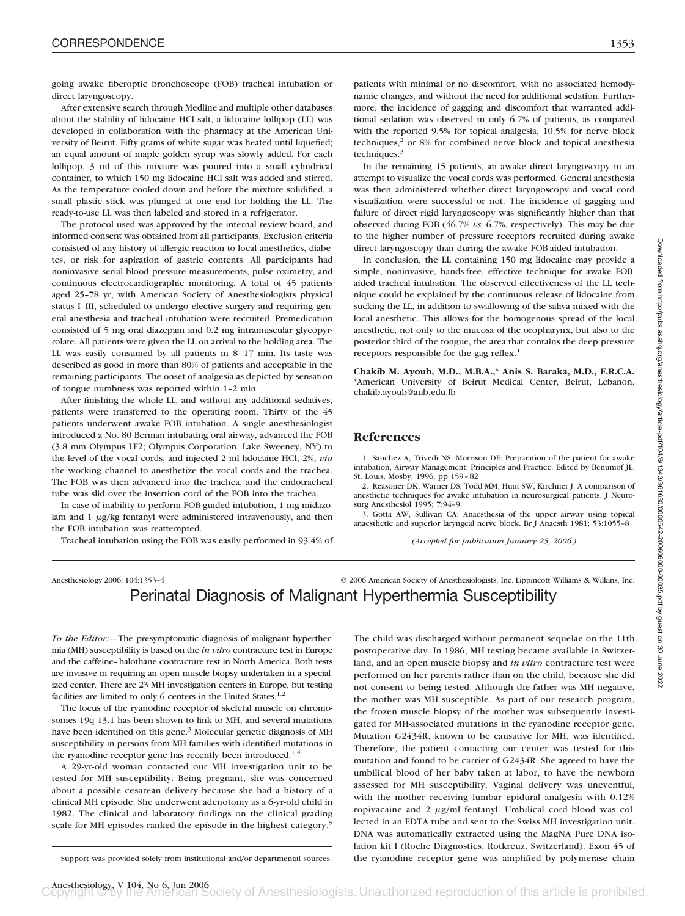going awake fiberoptic bronchoscope (FOB) tracheal intubation or direct laryngoscopy.

After extensive search through Medline and multiple other databases about the stability of lidocaine HCl salt, a lidocaine lollipop (LL) was developed in collaboration with the pharmacy at the American University of Beirut. Fifty grams of white sugar was heated until liquefied; an equal amount of maple golden syrup was slowly added. For each lollipop, 3 ml of this mixture was poured into a small cylindrical container, to which 150 mg lidocaine HCl salt was added and stirred. As the temperature cooled down and before the mixture solidified, a small plastic stick was plunged at one end for holding the LL. The ready-to-use LL was then labeled and stored in a refrigerator.

The protocol used was approved by the internal review board, and informed consent was obtained from all participants. Exclusion criteria consisted of any history of allergic reaction to local anesthetics, diabetes, or risk for aspiration of gastric contents. All participants had noninvasive serial blood pressure measurements, pulse oximetry, and continuous electrocardiographic monitoring. A total of 45 patients aged 25–78 yr, with American Society of Anesthesiologists physical status I–III, scheduled to undergo elective surgery and requiring general anesthesia and tracheal intubation were recruited. Premedication consisted of 5 mg oral diazepam and 0.2 mg intramuscular glycopyrrolate. All patients were given the LL on arrival to the holding area. The LL was easily consumed by all patients in 8–17 min. Its taste was described as good in more than 80% of patients and acceptable in the remaining participants. The onset of analgesia as depicted by sensation of tongue numbness was reported within 1–2 min.

After finishing the whole LL, and without any additional sedatives, patients were transferred to the operating room. Thirty of the 45 patients underwent awake FOB intubation. A single anesthesiologist introduced a No. 80 Berman intubating oral airway, advanced the FOB (3.8 mm Olympus LF2; Olympus Corporation, Lake Sweeney, NY) to the level of the vocal cords, and injected 2 ml lidocaine HCl, 2%, *via* the working channel to anesthetize the vocal cords and the trachea. The FOB was then advanced into the trachea, and the endotracheal tube was slid over the insertion cord of the FOB into the trachea.

In case of inability to perform FOB-guided intubation, 1 mg midazolam and 1 $\mu$g/kg fentanyl were administered intravenously, and then the FOB intubation was reattempted.

Tracheal intubation using the FOB was easily performed in 93.4% of patients with minimal or no discomfort, with no associated hemodynamic changes, and without the need for additional sedation. Furthermore, the incidence of gagging and discomfort that warranted additional sedation was observed in only 6.7% of patients, as compared with the reported 9.5% for topical analgesia, 10.5% for nerve block techniques,[2] or 8% for combined nerve block and topical anesthesia techniques.[3]

In the remaining 15 patients, an awake direct laryngoscopy in an attempt to visualize the vocal cords was performed. General anesthesia was then administered whether direct laryngoscopy and vocal cord visualization were successful or not. The incidence of gagging and failure of direct rigid laryngoscopy was significantly higher than that observed during FOB (46.7% *vs.* 6.7%, respectively). This may be due to the higher number of pressure receptors recruited during awake direct laryngoscopy than during the awake FOB-aided intubation.

In conclusion, the LL containing 150 mg lidocaine may provide a simple, noninvasive, hands-free, effective technique for awake FOB-aided tracheal intubation. The observed effectiveness of the LL technique could be explained by the continuous release of lidocaine from sucking the LL, in addition to swallowing of the saliva mixed with the local anesthetic. This allows for the homogenous spread of the local anesthetic, not only to the mucosa of the oropharynx, but also to the posterior third of the tongue, the area that contains the deep pressure receptors responsible for the gag reflex.[1]

**Chakib M. Ayoub, M.D., M.B.A.,\* Anis S. Baraka, M.D., F.R.C.A.** \*American University of Beirut Medical Center, Beirut, Lebanon. chakib.ayoub@aub.edu.lb

## References

1. Sanchez A, Trivedi NS, Morrison DE: Preparation of the patient for awake intubation, Airway Management: Principles and Practice. Edited by Benumof JL. St. Louis, Mosby, 1996, pp 159–82
2. Reasoner DK, Warner DS, Todd MM, Hunt SW, Kirchner J: A comparison of anesthetic techniques for awake intubation in neurosurgical patients. J Neurosurg Anesthesiol 1995; 7:94–9
3. Gotta AW, Sullivan CA: Anaesthesia of the upper airway using topical anaesthetic and superior laryngeal nerve block. Br J Anaesth 1981; 53:1055–8

*(Accepted for publication January 25, 2006.)*

Anesthesiology 2006; 104:1353–4 © 2006 American Society of Anesthesiologists, Inc. Lippincott Williams & Wilkins, Inc.

# Perinatal Diagnosis of Malignant Hyperthermia Susceptibility

*To the Editor:*—The presymptomatic diagnosis of malignant hyperthermia (MH) susceptibility is based on the *in vitro* contracture test in Europe and the caffeine–halothane contracture test in North America. Both tests are invasive in requiring an open muscle biopsy undertaken in a specialized center. There are 23 MH investigation centers in Europe, but testing facilities are limited to only 6 centers in the United States.[1,2]

The locus of the ryanodine receptor of skeletal muscle on chromosomes 19q 13.1 has been shown to link to MH, and several mutations have been identified on this gene.[3] Molecular genetic diagnosis of MH susceptibility in persons from MH families with identified mutations in the ryanodine receptor gene has recently been introduced.[1,4]

A 29-yr-old woman contacted our MH investigation unit to be tested for MH susceptibility. Being pregnant, she was concerned about a possible cesarean delivery because she had a history of a clinical MH episode. She underwent adenotomy as a 6-yr-old child in 1982. The clinical and laboratory findings on the clinical grading scale for MH episodes ranked the episode in the highest category.[5] The child was discharged without permanent sequelae on the 11th postoperative day. In 1986, MH testing became available in Switzerland, and an open muscle biopsy and *in vitro* contracture test were performed on her parents rather than on the child, because she did not consent to being tested. Although the father was MH negative, the mother was MH susceptible. As part of our research program, the frozen muscle biopsy of the mother was subsequently investigated for MH-associated mutations in the ryanodine receptor gene. Mutation G2434R, known to be causative for MH, was identified. Therefore, the patient contacting our center was tested for this mutation and found to be carrier of G2434R. She agreed to have the umbilical blood of her baby taken at labor, to have the newborn assessed for MH susceptibility. Vaginal delivery was uneventful, with the mother receiving lumbar epidural analgesia with 0.12% ropivacaine and 2 $\mu$g/ml fentanyl. Umbilical cord blood was collected in an EDTA tube and sent to the Swiss MH investigation unit. DNA was automatically extracted using the MagNA Pure DNA isolation kit I (Roche Diagnostics, Rotkreuz, Switzerland). Exon 45 of the ryanodine receptor gene was amplified by polymerase chain

Support was provided solely from institutional and/or departmental sources.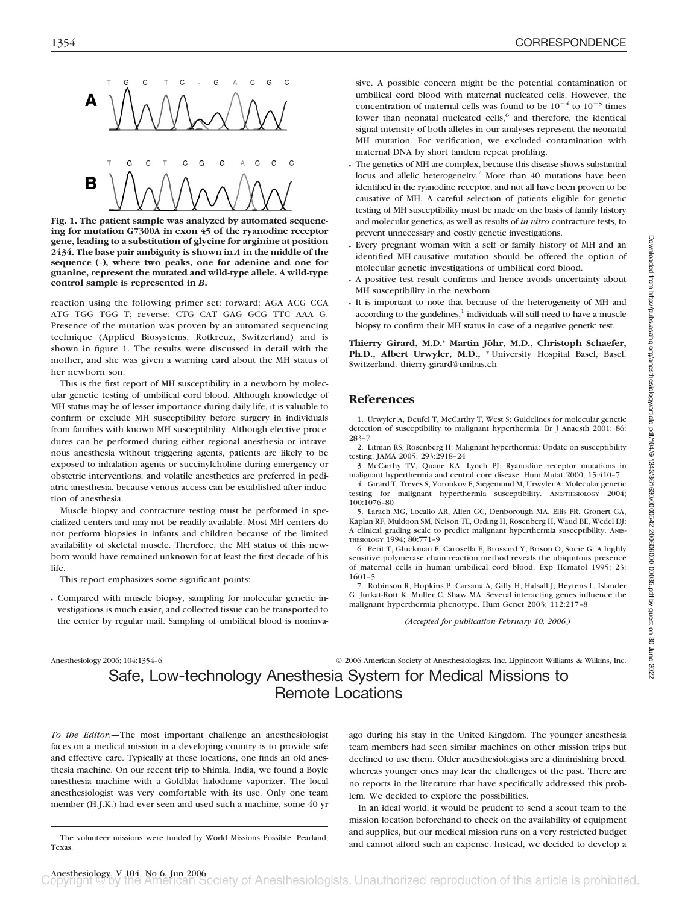A

T G C T C - G A C G C

B

T G C T C G G A C G C

**Fig. 1. The patient sample was analyzed by automated sequencing for mutation G7300A in exon 45 of the ryanodine receptor gene, leading to a substitution of glycine for arginine at position 2434. The base pair ambiguity is shown in *A* in the middle of the sequence (-), where two peaks, one for adenine and one for guanine, represent the mutated and wild-type allele. A wild-type control sample is represented in *B*.**

reaction using the following primer set: forward: AGA ACG CCA ATG TGG TGG T; reverse: CTG CAT GAG GCG TTC AAA G. Presence of the mutation was proven by an automated sequencing technique (Applied Biosystems, Rotkreuz, Switzerland) and is shown in figure 1. The results were discussed in detail with the mother, and she was given a warning card about the MH status of her newborn son.

This is the first report of MH susceptibility in a newborn by molecular genetic testing of umbilical cord blood. Although knowledge of MH status may be of lesser importance during daily life, it is valuable to confirm or exclude MH susceptibility before surgery in individuals from families with known MH susceptibility. Although elective procedures can be performed during either regional anesthesia or intravenous anesthesia without triggering agents, patients are likely to be exposed to inhalation agents or succinylcholine during emergency or obstetric interventions, and volatile anesthetics are preferred in pediatric anesthesia, because venous access can be established after induction of anesthesia.

Muscle biopsy and contracture testing must be performed in specialized centers and may not be readily available. Most MH centers do not perform biopsies in infants and children because of the limited availability of skeletal muscle. Therefore, the MH status of this newborn would have remained unknown for at least the first decade of his life.

This report emphasizes some significant points:

- Compared with muscle biopsy, sampling for molecular genetic investigations is much easier, and collected tissue can be transported to the center by regular mail. Sampling of umbilical blood is noninvasive. A possible concern might be the potential contamination of umbilical cord blood with maternal nucleated cells. However, the concentration of maternal cells was found to be $10^{-4}$ to $10^{-5}$ times lower than neonatal nucleated cells,[6] and therefore, the identical signal intensity of both alleles in our analyses represent the neonatal MH mutation. For verification, we excluded contamination with maternal DNA by short tandem repeat profiling.
- The genetics of MH are complex, because this disease shows substantial locus and allelic heterogeneity.[7] More than 40 mutations have been identified in the ryanodine receptor, and not all have been proven to be causative of MH. A careful selection of patients eligible for genetic testing of MH susceptibility must be made on the basis of family history and molecular genetics, as well as results of *in vitro* contracture tests, to prevent unnecessary and costly genetic investigations.
- Every pregnant woman with a self or family history of MH and an identified MH-causative mutation should be offered the option of molecular genetic investigations of umbilical cord blood.
- A positive test result confirms and hence avoids uncertainty about MH susceptibility in the newborn.
- It is important to note that because of the heterogeneity of MH and according to the guidelines,[1] individuals will still need to have a muscle biopsy to confirm their MH status in case of a negative genetic test.

**Thierry Girard, M.D.\* Martin Jöhr, M.D., Christoph Schaefer, Ph.D., Albert Urwyler, M.D.,** \* University Hospital Basel, Basel, Switzerland. thierry.girard@unibas.ch

## References

1. Urwyler A, Deufel T, McCarthy T, West S: Guidelines for molecular genetic detection of susceptibility to malignant hyperthermia. Br J Anaesth 2001; 86: 283–7
2. Litman RS, Rosenberg H: Malignant hyperthermia: Update on susceptibility testing. JAMA 2005; 293:2918–24
3. McCarthy TV, Quane KA, Lynch PJ: Ryanodine receptor mutations in malignant hyperthermia and central core disease. Hum Mutat 2000; 15:410–7
4. Girard T, Treves S, Voronkov E, Siegemund M, Urwyler A: Molecular genetic testing for malignant hyperthermia susceptibility. Anesthesiology 2004; 100:1076–80
5. Larach MG, Localio AR, Allen GC, Denborough MA, Ellis FR, Gronert GA, Kaplan RF, Muldoon SM, Nelson TE, Ording H, Rosenberg H, Waud BE, Wedel DJ: A clinical grading scale to predict malignant hyperthermia susceptibility. Anesthesiology 1994; 80:771–9
6. Petit T, Gluckman E, Carosella E, Brossard Y, Brison O, Socie G: A highly sensitive polymerase chain reaction method reveals the ubiquitous presence of maternal cells in human umbilical cord blood. Exp Hematol 1995; 23: 1601–5
7. Robinson R, Hopkins P, Carsana A, Gilly H, Halsall J, Heytens L, Islander G, Jurkat-Rott K, Muller C, Shaw MA: Several interacting genes influence the malignant hyperthermia phenotype. Hum Genet 2003; 112:217–8

*(Accepted for publication February 10, 2006.)*

# Safe, Low-technology Anesthesia System for Medical Missions to Remote Locations

*To the Editor:*—The most important challenge an anesthesiologist faces on a medical mission in a developing country is to provide safe and effective care. Typically at these locations, one finds an old anesthesia machine. On our recent trip to Shimla, India, we found a Boyle anesthesia machine with a Goldblat halothane vaporizer. The local anesthesiologist was very comfortable with its use. Only one team member (H.J.K.) had ever seen and used such a machine, some 40 yr ago during his stay in the United Kingdom. The younger anesthesia team members had seen similar machines on other mission trips but declined to use them. Older anesthesiologists are a diminishing breed, whereas younger ones may fear the challenges of the past. There are no reports in the literature that have specifically addressed this problem. We decided to explore the possibilities.

In an ideal world, it would be prudent to send a scout team to the mission location beforehand to check on the availability of equipment and supplies, but our medical mission runs on a very restricted budget and cannot afford such an expense. Instead, we decided to develop a

The volunteer missions were funded by World Missions Possible, Pearland, Texas.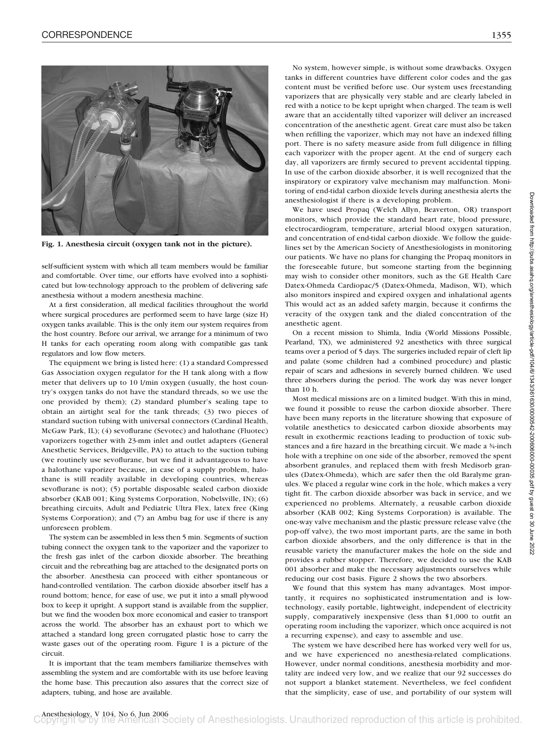Fig. 1. Anesthesia circuit (oxygen tank not in the picture).

self-sufficient system with which all team members would be familiar and comfortable. Over time, our efforts have evolved into a sophisticated but low-technology approach to the problem of delivering safe anesthesia without a modern anesthesia machine.

At a first consideration, all medical facilities throughout the world where surgical procedures are performed seem to have large (size H) oxygen tanks available. This is the only item our system requires from the host country. Before our arrival, we arrange for a minimum of two H tanks for each operating room along with compatible gas tank regulators and low flow meters.

The equipment we bring is listed here: (1) a standard Compressed Gas Association oxygen regulator for the H tank along with a flow meter that delivers up to 10 l/min oxygen (usually, the host country's oxygen tanks do not have the standard threads, so we use the one provided by them); (2) standard plumber's sealing tape to obtain an airtight seal for the tank threads; (3) two pieces of standard suction tubing with universal connectors (Cardinal Health, McGaw Park, IL); (4) sevoflurane (Sevotec) and halothane (Fluotec) vaporizers together with 23-mm inlet and outlet adapters (General Anesthetic Services, Bridgeville, PA) to attach to the suction tubing (we routinely use sevoflurane, but we find it advantageous to have a halothane vaporizer because, in case of a supply problem, halothane is still readily available in developing countries, whereas sevoflurane is not); (5) portable disposable sealed carbon dioxide absorber (KAB 001; King Systems Corporation, Nobelsville, IN); (6) breathing circuits, Adult and Pediatric Ultra Flex, latex free (King Systems Corporation); and (7) an Ambu bag for use if there is any unforeseen problem.

The system can be assembled in less then 5 min. Segments of suction tubing connect the oxygen tank to the vaporizer and the vaporizer to the fresh gas inlet of the carbon dioxide absorber. The breathing circuit and the rebreathing bag are attached to the designated ports on the absorber. Anesthesia can proceed with either spontaneous or hand-controlled ventilation. The carbon dioxide absorber itself has a round bottom; hence, for ease of use, we put it into a small plywood box to keep it upright. A support stand is available from the supplier, but we find the wooden box more economical and easier to transport across the world. The absorber has an exhaust port to which we attached a standard long green corrugated plastic hose to carry the waste gases out of the operating room. Figure 1 is a picture of the circuit.

It is important that the team members familiarize themselves with assembling the system and are comfortable with its use before leaving the home base. This precaution also assures that the correct size of adapters, tubing, and hose are available.

No system, however simple, is without some drawbacks. Oxygen tanks in different countries have different color codes and the gas content must be verified before use. Our system uses freestanding vaporizers that are physically very stable and are clearly labeled in red with a notice to be kept upright when charged. The team is well aware that an accidentally tilted vaporizer will deliver an increased concentration of the anesthetic agent. Great care must also be taken when refilling the vaporizer, which may not have an indexed filling port. There is no safety measure aside from full diligence in filling each vaporizer with the proper agent. At the end of surgery each day, all vaporizers are firmly secured to prevent accidental tipping. In use of the carbon dioxide absorber, it is well recognized that the inspiratory or expiratory valve mechanism may malfunction. Monitoring of end-tidal carbon dioxide levels during anesthesia alerts the anesthesiologist if there is a developing problem.

We have used Propaq (Welch Allyn, Beaverton, OR) transport monitors, which provide the standard heart rate, blood pressure, electrocardiogram, temperature, arterial blood oxygen saturation, and concentration of end-tidal carbon dioxide. We follow the guidelines set by the American Society of Anesthesiologists in monitoring our patients. We have no plans for changing the Propaq monitors in the foreseeable future, but someone starting from the beginning may wish to consider other monitors, such as the GE Health Care Datex-Ohmeda Cardiopac/5 (Datex-Ohmeda, Madison, WI), which also monitors inspired and expired oxygen and inhalational agents This would act as an added safety margin, because it confirms the veracity of the oxygen tank and the dialed concentration of the anesthetic agent.

On a recent mission to Shimla, India (World Missions Possible, Pearland, TX), we administered 92 anesthetics with three surgical teams over a period of 5 days. The surgeries included repair of cleft lip and palate (some children had a combined procedure) and plastic repair of scars and adhesions in severely burned children. We used three absorbers during the period. The work day was never longer than 10 h.

Most medical missions are on a limited budget. With this in mind, we found it possible to reuse the carbon dioxide absorber. There have been many reports in the literature showing that exposure of volatile anesthetics to desiccated carbon dioxide absorbents may result in exothermic reactions leading to production of toxic substances and a fire hazard in the breathing circuit. We made a ¾-inch hole with a trephine on one side of the absorber, removed the spent absorbent granules, and replaced them with fresh Medisorb granules (Datex-Ohmeda), which are safer then the old Baralyme granules. We placed a regular wine cork in the hole, which makes a very tight fit. The carbon dioxide absorber was back in service, and we experienced no problems. Alternately, a reusable carbon dioxide absorber (KAB 002; King Systems Corporation) is available. The one-way valve mechanism and the plastic pressure release valve (the pop-off valve), the two most important parts, are the same in both carbon dioxide absorbers, and the only difference is that in the reusable variety the manufacturer makes the hole on the side and provides a rubber stopper. Therefore, we decided to use the KAB 001 absorber and make the necessary adjustments ourselves while reducing our cost basis. Figure 2 shows the two absorbers.

We found that this system has many advantages. Most importantly, it requires no sophisticated instrumentation and is low-technology, easily portable, lightweight, independent of electricity supply, comparatively inexpensive (less than $1,000 to outfit an operating room including the vaporizer, which once acquired is not a recurring expense), and easy to assemble and use.

The system we have described here has worked very well for us, and we have experienced no anesthesia-related complications. However, under normal conditions, anesthesia morbidity and mortality are indeed very low, and we realize that our 92 successes do not support a blanket statement. Nevertheless, we feel confident that the simplicity, ease of use, and portability of our system will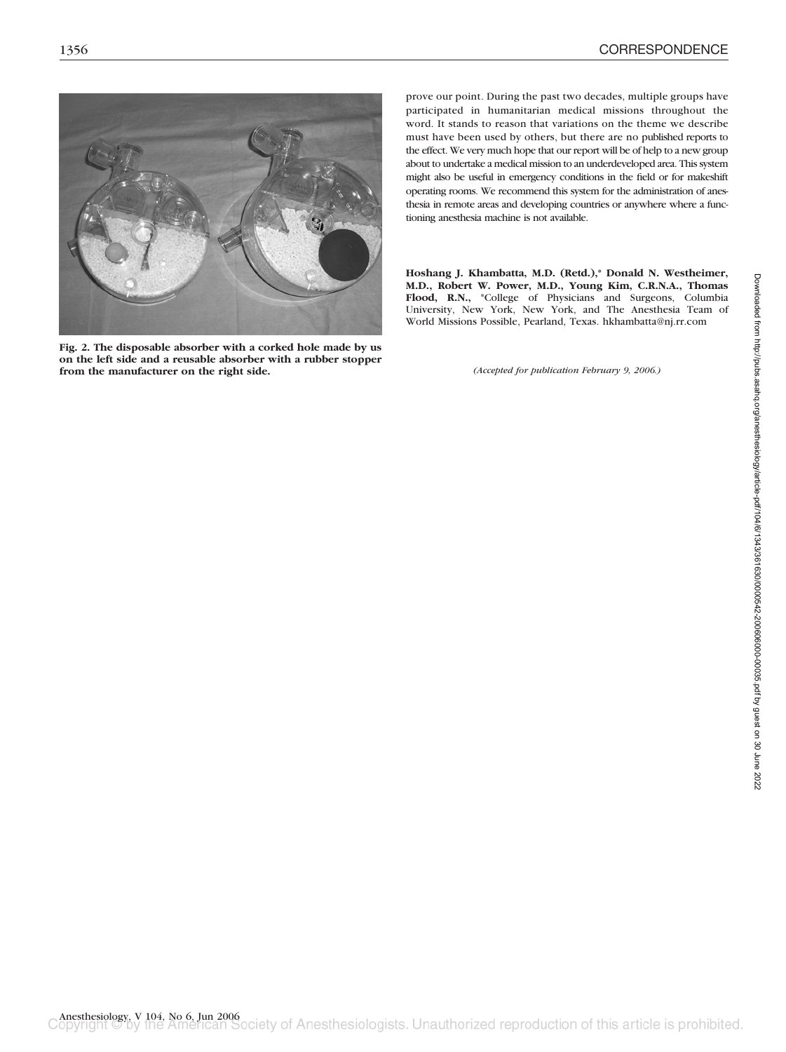Fig. 2. The disposable absorber with a corked hole made by us on the left side and a reusable absorber with a rubber stopper from the manufacturer on the right side.

prove our point. During the past two decades, multiple groups have participated in humanitarian medical missions throughout the word. It stands to reason that variations on the theme we describe must have been used by others, but there are no published reports to the effect. We very much hope that our report will be of help to a new group about to undertake a medical mission to an underdeveloped area. This system might also be useful in emergency conditions in the field or for makeshift operating rooms. We recommend this system for the administration of anesthesia in remote areas and developing countries or anywhere where a functioning anesthesia machine is not available.

**Hoshang J. Khambatta, M.D. (Retd.),* Donald N. Westheimer, M.D., Robert W. Power, M.D., Young Kim, C.R.N.A., Thomas Flood, R.N.,** *College of Physicians and Surgeons, Columbia University, New York, New York, and The Anesthesia Team of World Missions Possible, Pearland, Texas. hkhambatta@nj.rr.com

*(Accepted for publication February 9, 2006.)*